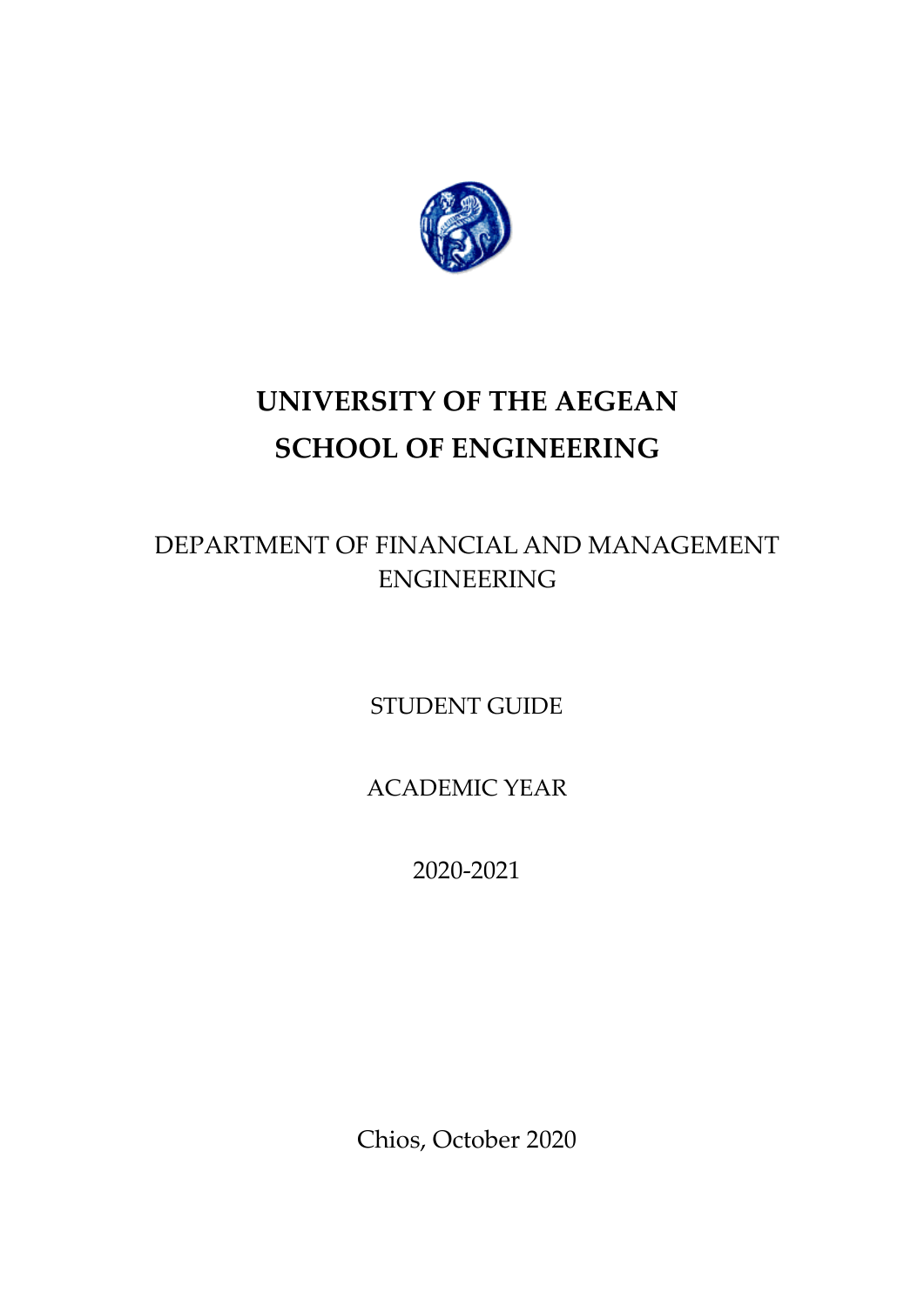# UNIVERSITY OF THE AEGEAN

# SCHOOL OF ENGINEERING

DEPARTMENT OF FINANCIAL AND MANAGEMENT ENGINEERING

STUDENT GUIDE

ACADEMIC YEAR

2020-2021

Chios, October 2020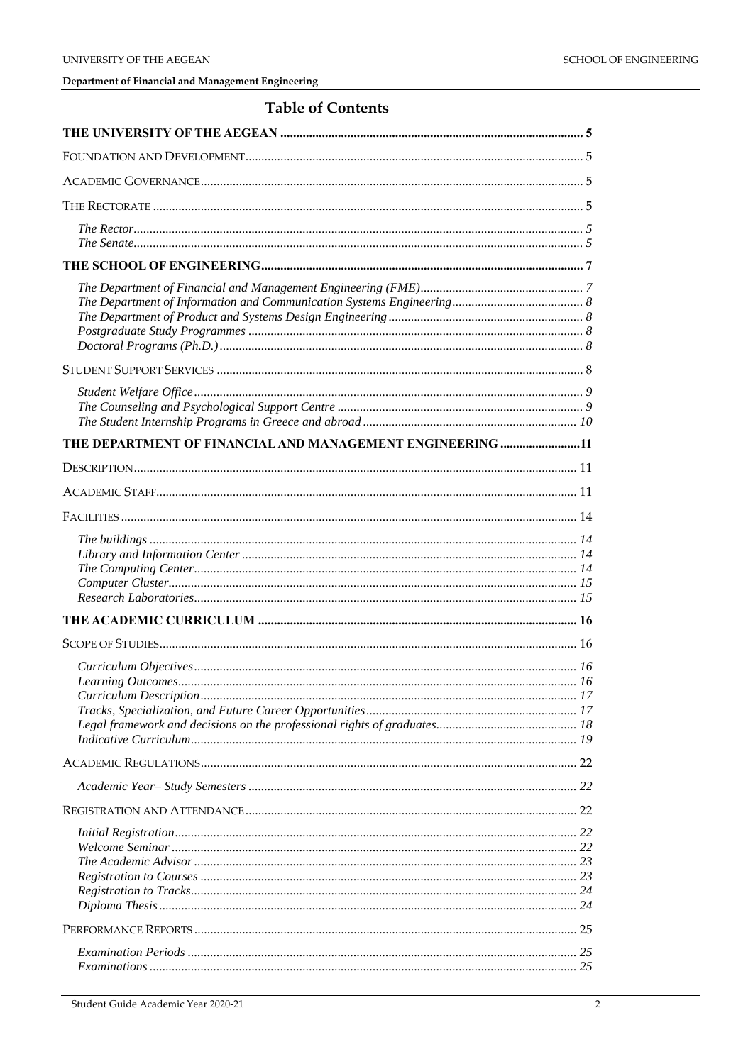## Table of Contents

**THE UNIVERSITY OF THE AEGEAN** ... 5

FOUNDATION AND DEVELOPMENT ... 5

ACADEMIC GOVERNANCE ... 5

THE RECTORATE ... 5

*The Rector* ... 5
*The Senate* ... 5

**THE SCHOOL OF ENGINEERING** ... 7

*The Department of Financial and Management Engineering (FME)* ... 7
*The Department of Information and Communication Systems Engineering* ... 8
*The Department of Product and Systems Design Engineering* ... 8
*Postgraduate Study Programmes* ... 8
*Doctoral Programs (Ph.D.)* ... 8

STUDENT SUPPORT SERVICES ... 8

*Student Welfare Office* ... 9
*The Counseling and Psychological Support Centre* ... 9
*The Student Internship Programs in Greece and abroad* ... 10

**THE DEPARTMENT OF FINANCIAL AND MANAGEMENT ENGINEERING** ... 11

DESCRIPTION ... 11

ACADEMIC STAFF ... 11

FACILITIES ... 14

*The buildings* ... 14
*Library and Information Center* ... 14
*The Computing Center* ... 14
*Computer Cluster* ... 15
*Research Laboratories* ... 15

**THE ACADEMIC CURRICULUM** ... 16

SCOPE OF STUDIES ... 16

*Curriculum Objectives* ... 16
*Learning Outcomes* ... 16
*Curriculum Description* ... 17
*Tracks, Specialization, and Future Career Opportunities* ... 17
*Legal framework and decisions on the professional rights of graduates* ... 18
*Indicative Curriculum* ... 19

ACADEMIC REGULATIONS ... 22

*Academic Year– Study Semesters* ... 22

REGISTRATION AND ATTENDANCE ... 22

*Initial Registration* ... 22
*Welcome Seminar* ... 22
*The Academic Advisor* ... 23
*Registration to Courses* ... 23
*Registration to Tracks* ... 24
*Diploma Thesis* ... 24

PERFORMANCE REPORTS ... 25

*Examination Periods* ... 25
*Examinations* ... 25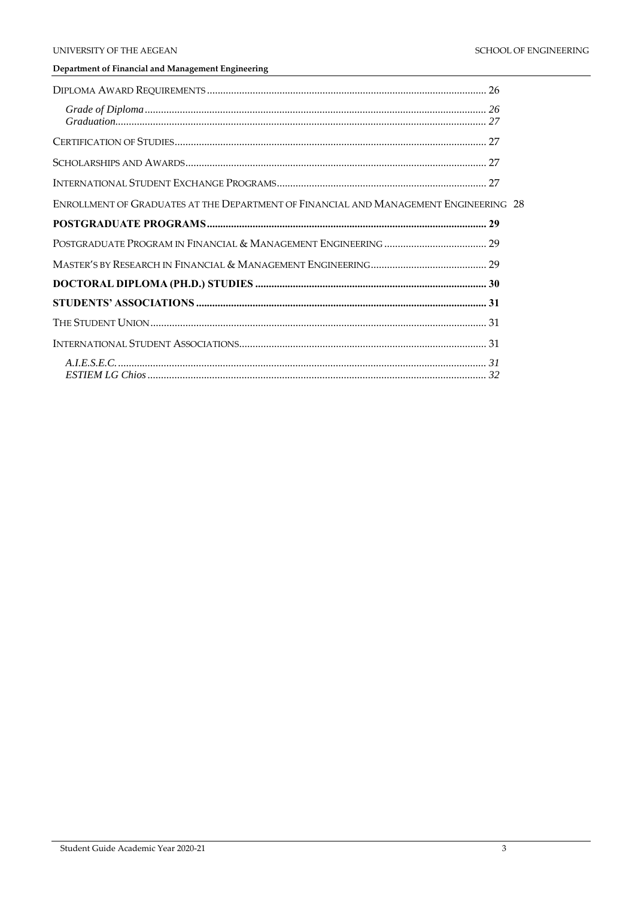Diploma Award Requirements ...... 26

*Grade of Diploma* ...... 26
*Graduation* ...... 27

Certification of Studies ...... 27

Scholarships and Awards ...... 27

International Student Exchange Programs ...... 27

Enrollment of Graduates at the Department of Financial and Management Engineering 28

**POSTGRADUATE PROGRAMS ...... 29**

Postgraduate Program in Financial & Management Engineering ...... 29

Master's by Research in Financial & Management Engineering ...... 29

**DOCTORAL DIPLOMA (PH.D.) STUDIES ...... 30**

**STUDENTS' ASSOCIATIONS ...... 31**

The Student Union ...... 31

International Student Associations ...... 31

*A.I.E.S.E.C.* ...... 31
*ESTIEM LG Chios* ...... 32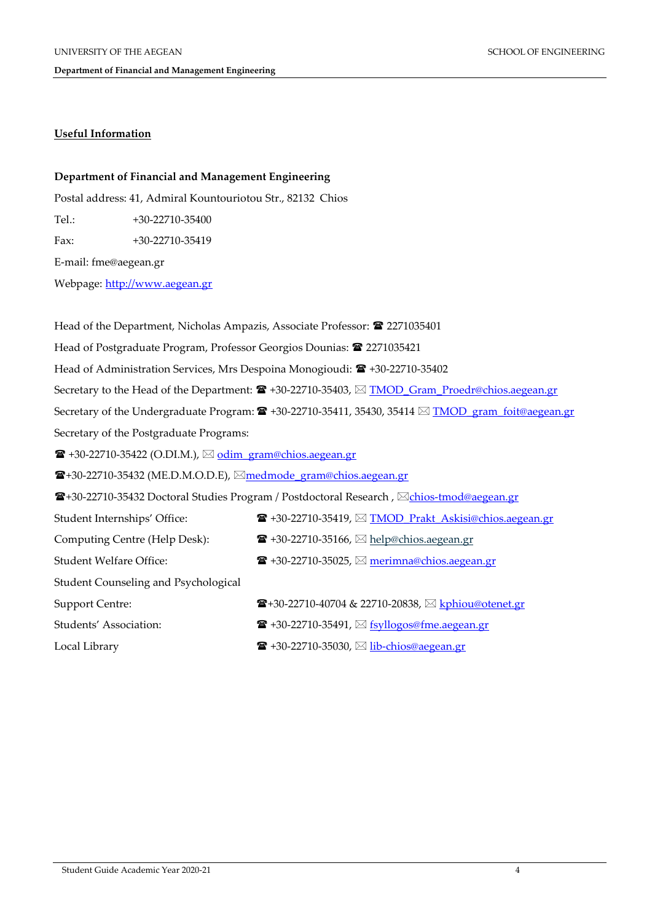## Useful Information

**Department of Financial and Management Engineering**

Postal address: 41, Admiral Kountouriotou Str., 82132 Chios

Tel.: +30-22710-35400

Fax: +30-22710-35419

E-mail: fme@aegean.gr

Webpage: http://www.aegean.gr

Head of the Department, Nicholas Ampazis, Associate Professor: ☎ 2271035401

Head of Postgraduate Program, Professor Georgios Dounias: ☎ 2271035421

Head of Administration Services, Mrs Despoina Monogioudi: ☎ +30-22710-35402

Secretary to the Head of the Department: ☎ +30-22710-35403, ✉ TMOD_Gram_Proedr@chios.aegean.gr

Secretary of the Undergraduate Program: ☎ +30-22710-35411, 35430, 35414 ✉ TMOD_gram_foit@aegean.gr

Secretary of the Postgraduate Programs:

☎ +30-22710-35422 (O.DI.M.), ✉ odim_gram@chios.aegean.gr

☎+30-22710-35432 (ME.D.M.O.D.E), ✉medmode_gram@chios.aegean.gr

☎+30-22710-35432 Doctoral Studies Program / Postdoctoral Research , ✉chios-tmod@aegean.gr

Student Internships' Office: ☎ +30-22710-35419, ✉ TMOD_Prakt_Askisi@chios.aegean.gr

Computing Centre (Help Desk): ☎ +30-22710-35166, ✉ help@chios.aegean.gr

Student Welfare Office: ☎ +30-22710-35025, ✉ merimna@chios.aegean.gr

Student Counseling and Psychological Support Centre: ☎+30-22710-40704 & 22710-20838, ✉ kphiou@otenet.gr

Students' Association: ☎ +30-22710-35491, ✉ fsyllogos@fme.aegean.gr

Local Library ☎ +30-22710-35030, ✉ lib-chios@aegean.gr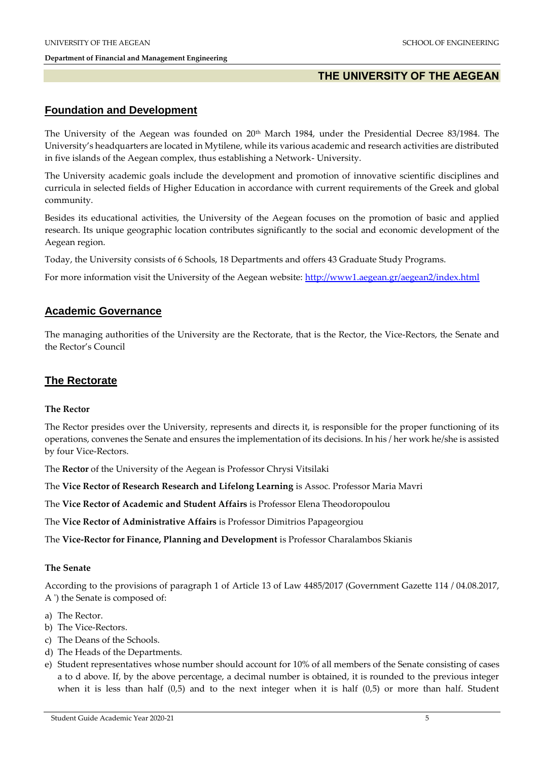# THE UNIVERSITY OF THE AEGEAN

## Foundation and Development

The University of the Aegean was founded on 20th March 1984, under the Presidential Decree 83/1984. The University's headquarters are located in Mytilene, while its various academic and research activities are distributed in five islands of the Aegean complex, thus establishing a Network- University.

The University academic goals include the development and promotion of innovative scientific disciplines and curricula in selected fields of Higher Education in accordance with current requirements of the Greek and global community.

Besides its educational activities, the University of the Aegean focuses on the promotion of basic and applied research. Its unique geographic location contributes significantly to the social and economic development of the Aegean region.

Today, the University consists of 6 Schools, 18 Departments and offers 43 Graduate Study Programs.

For more information visit the University of the Aegean website: [http://www1.aegean.gr/aegean2/index.html](http://www1.aegean.gr/aegean2/index.html)

## Academic Governance

The managing authorities of the University are the Rectorate, that is the Rector, the Vice-Rectors, the Senate and the Rector's Council

## The Rectorate

### The Rector

The Rector presides over the University, represents and directs it, is responsible for the proper functioning of its operations, convenes the Senate and ensures the implementation of its decisions. In his / her work he/she is assisted by four Vice-Rectors.

The **Rector** of the University of the Aegean is Professor Chrysi Vitsilaki

The **Vice Rector of Research Research and Lifelong Learning** is Assoc. Professor Maria Mavri

The **Vice Rector of Academic and Student Affairs** is Professor Elena Theodoropoulou

The **Vice Rector of Administrative Affairs** is Professor Dimitrios Papageorgiou

The **Vice-Rector for Finance, Planning and Development** is Professor Charalambos Skianis

### The Senate

According to the provisions of paragraph 1 of Article 13 of Law 4485/2017 (Government Gazette 114 / 04.08.2017, A ') the Senate is composed of:

a) The Rector.
b) The Vice-Rectors.
c) The Deans of the Schools.
d) The Heads of the Departments.
e) Student representatives whose number should account for 10% of all members of the Senate consisting of cases a to d above. If, by the above percentage, a decimal number is obtained, it is rounded to the previous integer when it is less than half (0,5) and to the next integer when it is half (0,5) or more than half. Student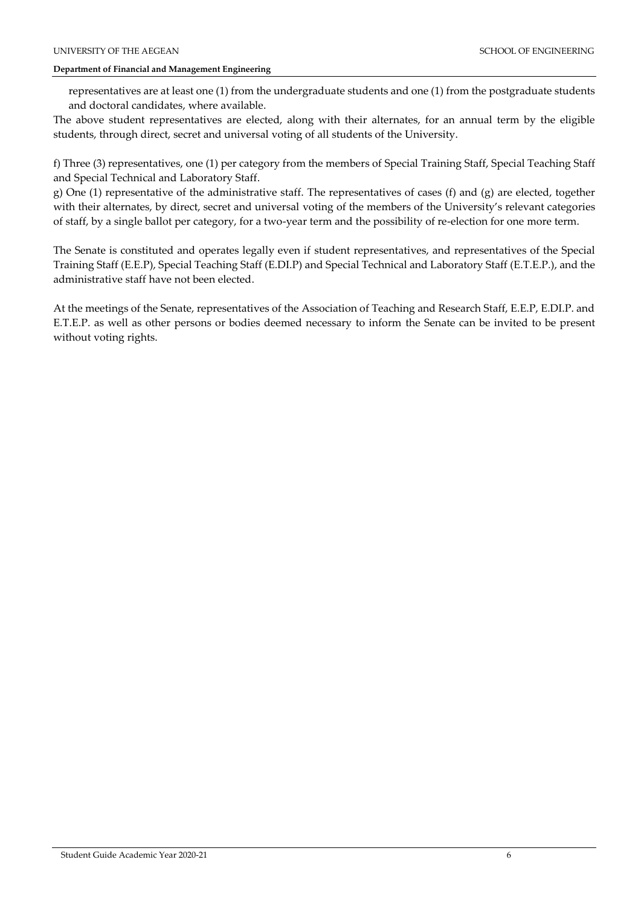representatives are at least one (1) from the undergraduate students and one (1) from the postgraduate students and doctoral candidates, where available.

The above student representatives are elected, along with their alternates, for an annual term by the eligible students, through direct, secret and universal voting of all students of the University.

f) Three (3) representatives, one (1) per category from the members of Special Training Staff, Special Teaching Staff and Special Technical and Laboratory Staff.

g) One (1) representative of the administrative staff. The representatives of cases (f) and (g) are elected, together with their alternates, by direct, secret and universal voting of the members of the University's relevant categories of staff, by a single ballot per category, for a two-year term and the possibility of re-election for one more term.

The Senate is constituted and operates legally even if student representatives, and representatives of the Special Training Staff (E.E.P), Special Teaching Staff (E.DI.P) and Special Technical and Laboratory Staff (E.T.E.P.), and the administrative staff have not been elected.

At the meetings of the Senate, representatives of the Association of Teaching and Research Staff, E.E.P, E.DI.P. and E.T.E.P. as well as other persons or bodies deemed necessary to inform the Senate can be invited to be present without voting rights.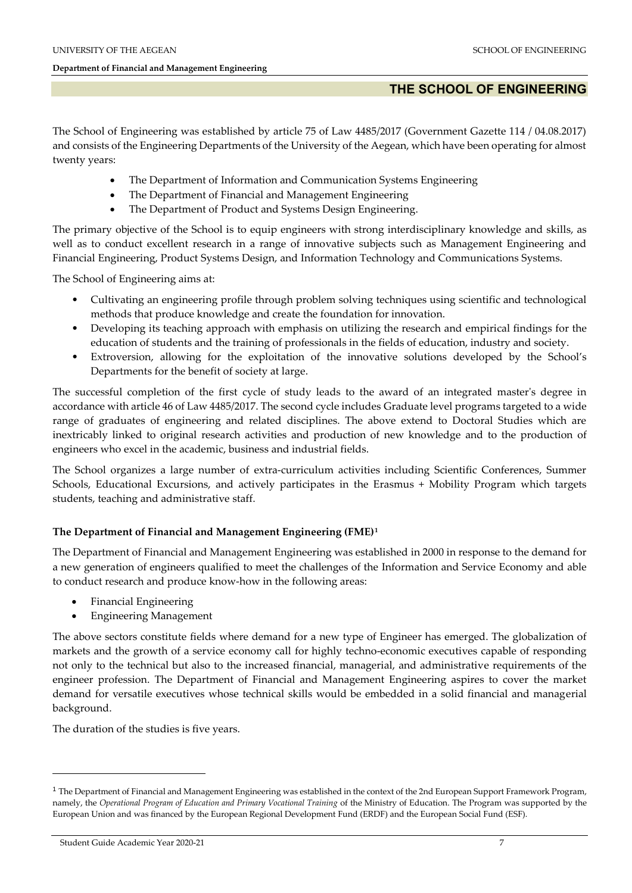## THE SCHOOL OF ENGINEERING

The School of Engineering was established by article 75 of Law 4485/2017 (Government Gazette 114 / 04.08.2017) and consists of the Engineering Departments of the University of the Aegean, which have been operating for almost twenty years:

- The Department of Information and Communication Systems Engineering
- The Department of Financial and Management Engineering
- The Department of Product and Systems Design Engineering.

The primary objective of the School is to equip engineers with strong interdisciplinary knowledge and skills, as well as to conduct excellent research in a range of innovative subjects such as Management Engineering and Financial Engineering, Product Systems Design, and Information Technology and Communications Systems.

The School of Engineering aims at:

- Cultivating an engineering profile through problem solving techniques using scientific and technological methods that produce knowledge and create the foundation for innovation.
- Developing its teaching approach with emphasis on utilizing the research and empirical findings for the education of students and the training of professionals in the fields of education, industry and society.
- Extroversion, allowing for the exploitation of the innovative solutions developed by the School's Departments for the benefit of society at large.

The successful completion of the first cycle of study leads to the award of an integrated master's degree in accordance with article 46 of Law 4485/2017. The second cycle includes Graduate level programs targeted to a wide range of graduates of engineering and related disciplines. The above extend to Doctoral Studies which are inextricably linked to original research activities and production of new knowledge and to the production of engineers who excel in the academic, business and industrial fields.

The School organizes a large number of extra-curriculum activities including Scientific Conferences, Summer Schools, Educational Excursions, and actively participates in the Erasmus + Mobility Program which targets students, teaching and administrative staff.

### The Department of Financial and Management Engineering (FME)[1]

The Department of Financial and Management Engineering was established in 2000 in response to the demand for a new generation of engineers qualified to meet the challenges of the Information and Service Economy and able to conduct research and produce know-how in the following areas:

- Financial Engineering
- Engineering Management

The above sectors constitute fields where demand for a new type of Engineer has emerged. The globalization of markets and the growth of a service economy call for highly techno-economic executives capable of responding not only to the technical but also to the increased financial, managerial, and administrative requirements of the engineer profession. The Department of Financial and Management Engineering aspires to cover the market demand for versatile executives whose technical skills would be embedded in a solid financial and managerial background.

The duration of the studies is five years.

---

[1] The Department of Financial and Management Engineering was established in the context of the 2nd European Support Framework Program, namely, the *Operational Program of Education and Primary Vocational Training* of the Ministry of Education. The Program was supported by the European Union and was financed by the European Regional Development Fund (ERDF) and the European Social Fund (ESF).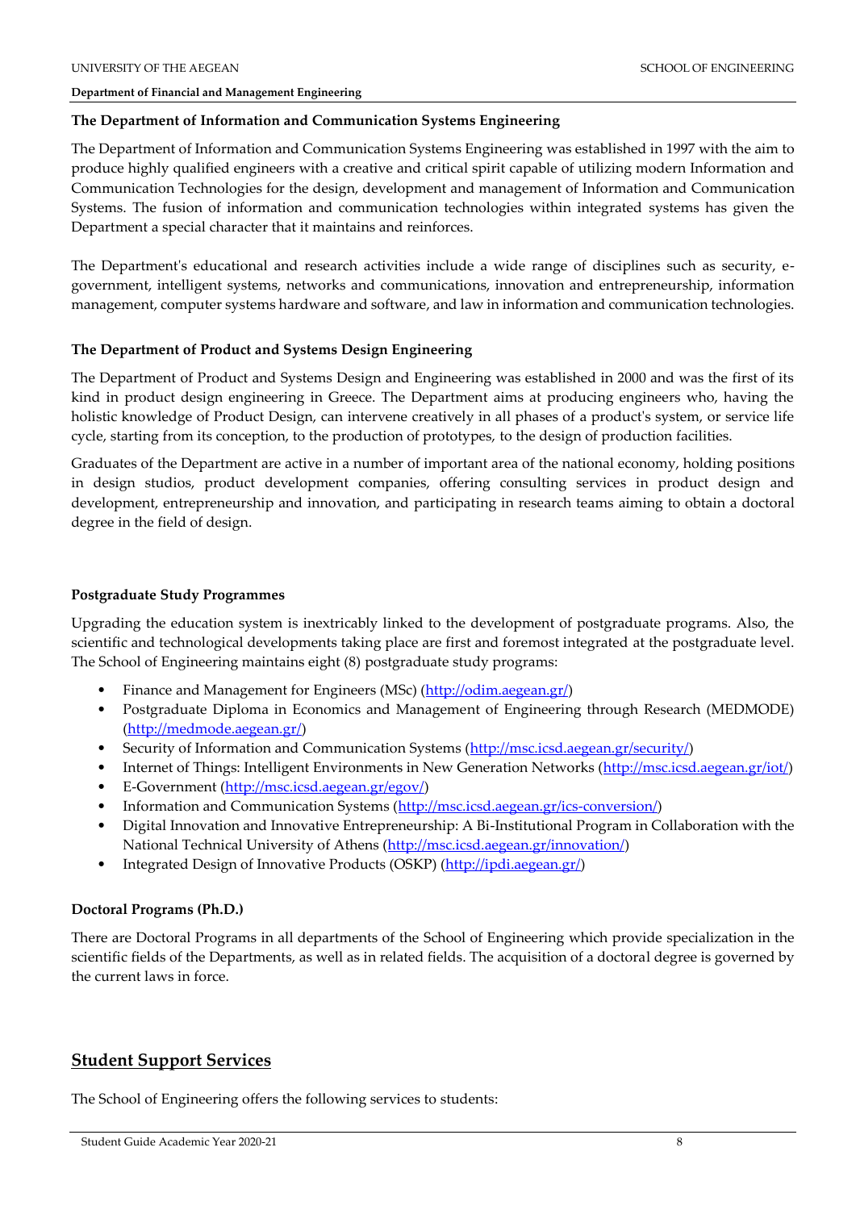**The Department of Information and Communication Systems Engineering**

The Department of Information and Communication Systems Engineering was established in 1997 with the aim to produce highly qualified engineers with a creative and critical spirit capable of utilizing modern Information and Communication Technologies for the design, development and management of Information and Communication Systems. The fusion of information and communication technologies within integrated systems has given the Department a special character that it maintains and reinforces.

The Department's educational and research activities include a wide range of disciplines such as security, e-government, intelligent systems, networks and communications, innovation and entrepreneurship, information management, computer systems hardware and software, and law in information and communication technologies.

**The Department of Product and Systems Design Engineering**

The Department of Product and Systems Design and Engineering was established in 2000 and was the first of its kind in product design engineering in Greece. The Department aims at producing engineers who, having the holistic knowledge of Product Design, can intervene creatively in all phases of a product's system, or service life cycle, starting from its conception, to the production of prototypes, to the design of production facilities.

Graduates of the Department are active in a number of important area of the national economy, holding positions in design studios, product development companies, offering consulting services in product design and development, entrepreneurship and innovation, and participating in research teams aiming to obtain a doctoral degree in the field of design.

**Postgraduate Study Programmes**

Upgrading the education system is inextricably linked to the development of postgraduate programs. Also, the scientific and technological developments taking place are first and foremost integrated at the postgraduate level. The School of Engineering maintains eight (8) postgraduate study programs:

- Finance and Management for Engineers (MSc) (http://odim.aegean.gr/)
- Postgraduate Diploma in Economics and Management of Engineering through Research (MEDMODE) (http://medmode.aegean.gr/)
- Security of Information and Communication Systems (http://msc.icsd.aegean.gr/security/)
- Internet of Things: Intelligent Environments in New Generation Networks (http://msc.icsd.aegean.gr/iot/)
- E-Government (http://msc.icsd.aegean.gr/egov/)
- Information and Communication Systems (http://msc.icsd.aegean.gr/ics-conversion/)
- Digital Innovation and Innovative Entrepreneurship: A Bi-Institutional Program in Collaboration with the National Technical University of Athens (http://msc.icsd.aegean.gr/innovation/)
- Integrated Design of Innovative Products (OSKP) (http://ipdi.aegean.gr/)

**Doctoral Programs (Ph.D.)**

There are Doctoral Programs in all departments of the School of Engineering which provide specialization in the scientific fields of the Departments, as well as in related fields. The acquisition of a doctoral degree is governed by the current laws in force.

## Student Support Services

The School of Engineering offers the following services to students: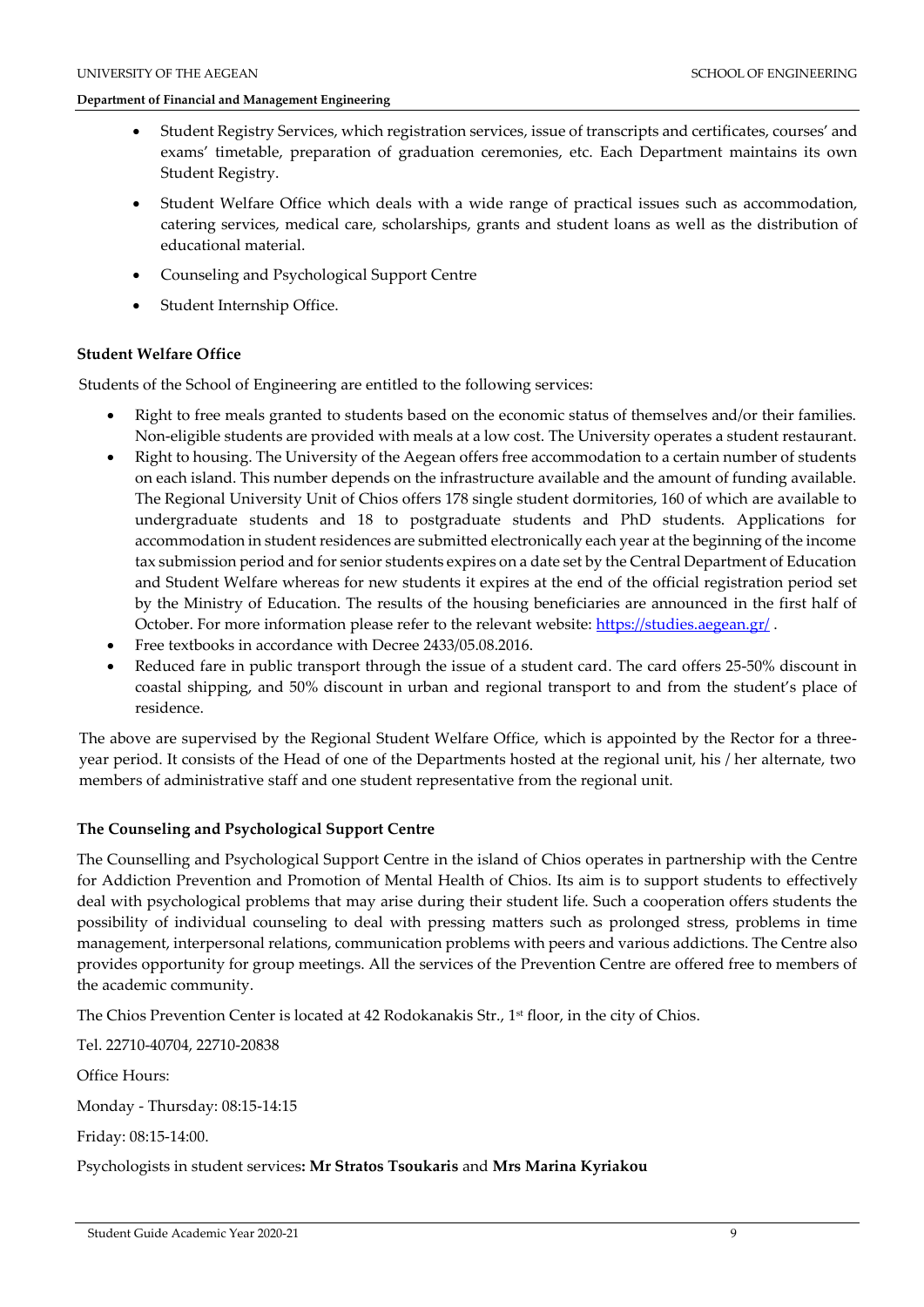- Student Registry Services, which registration services, issue of transcripts and certificates, courses' and exams' timetable, preparation of graduation ceremonies, etc. Each Department maintains its own Student Registry.
- Student Welfare Office which deals with a wide range of practical issues such as accommodation, catering services, medical care, scholarships, grants and student loans as well as the distribution of educational material.
- Counseling and Psychological Support Centre
- Student Internship Office.

**Student Welfare Office**

Students of the School of Engineering are entitled to the following services:

- Right to free meals granted to students based on the economic status of themselves and/or their families. Non-eligible students are provided with meals at a low cost. The University operates a student restaurant.
- Right to housing. The University of the Aegean offers free accommodation to a certain number of students on each island. This number depends on the infrastructure available and the amount of funding available. The Regional University Unit of Chios offers 178 single student dormitories, 160 of which are available to undergraduate students and 18 to postgraduate students and PhD students. Applications for accommodation in student residences are submitted electronically each year at the beginning of the income tax submission period and for senior students expires on a date set by the Central Department of Education and Student Welfare whereas for new students it expires at the end of the official registration period set by the Ministry of Education. The results of the housing beneficiaries are announced in the first half of October. For more information please refer to the relevant website: https://studies.aegean.gr/ .
- Free textbooks in accordance with Decree 2433/05.08.2016.
- Reduced fare in public transport through the issue of a student card. The card offers 25-50% discount in coastal shipping, and 50% discount in urban and regional transport to and from the student's place of residence.

The above are supervised by the Regional Student Welfare Office, which is appointed by the Rector for a three-year period. It consists of the Head of one of the Departments hosted at the regional unit, his / her alternate, two members of administrative staff and one student representative from the regional unit.

**The Counseling and Psychological Support Centre**

The Counselling and Psychological Support Centre in the island of Chios operates in partnership with the Centre for Addiction Prevention and Promotion of Mental Health of Chios. Its aim is to support students to effectively deal with psychological problems that may arise during their student life. Such a cooperation offers students the possibility of individual counseling to deal with pressing matters such as prolonged stress, problems in time management, interpersonal relations, communication problems with peers and various addictions. The Centre also provides opportunity for group meetings. All the services of the Prevention Centre are offered free to members of the academic community.

The Chios Prevention Center is located at 42 Rodokanakis Str., 1st floor, in the city of Chios.

Tel. 22710-40704, 22710-20838

Office Hours:

Monday - Thursday: 08:15-14:15

Friday: 08:15-14:00.

Psychologists in student services**: Mr Stratos Tsoukaris** and **Mrs Marina Kyriakou**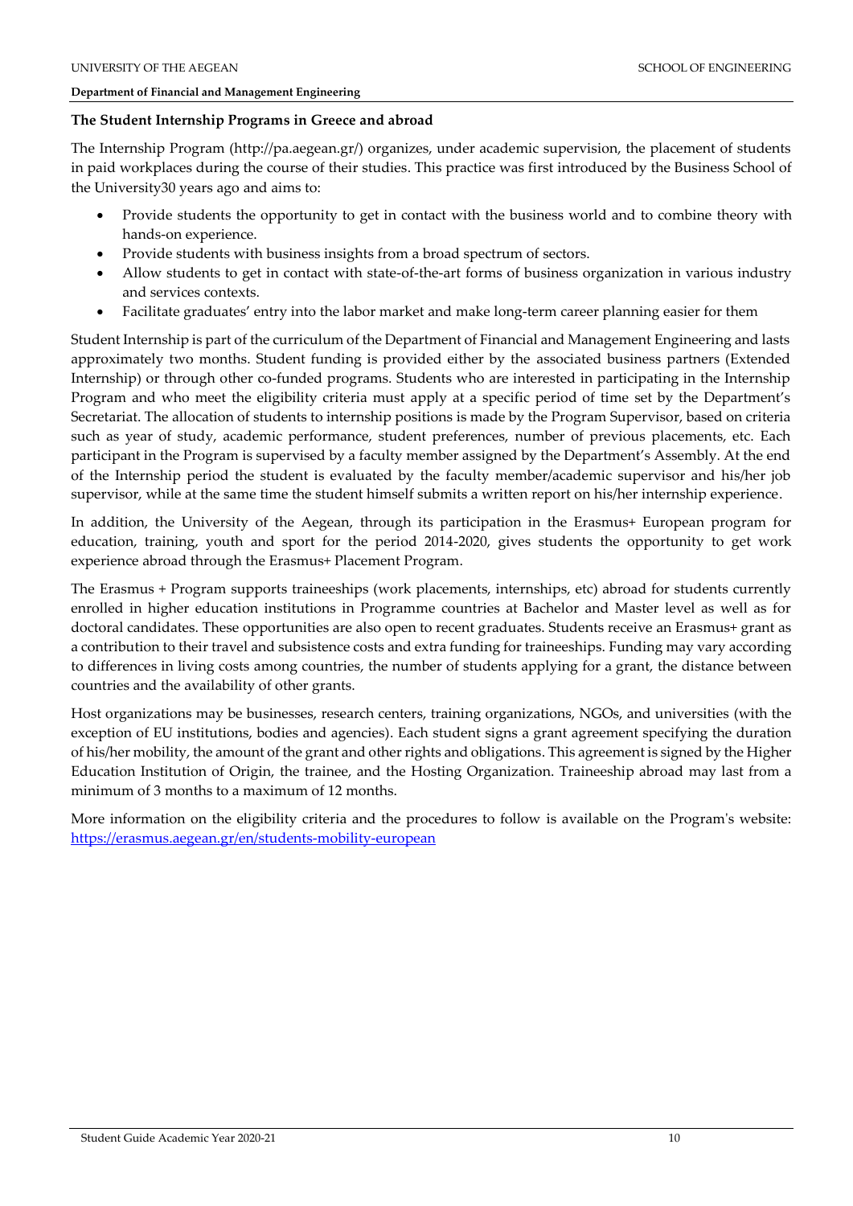### The Student Internship Programs in Greece and abroad

The Internship Program (http://pa.aegean.gr/) organizes, under academic supervision, the placement of students in paid workplaces during the course of their studies. This practice was first introduced by the Business School of the University30 years ago and aims to:

- Provide students the opportunity to get in contact with the business world and to combine theory with hands-on experience.
- Provide students with business insights from a broad spectrum of sectors.
- Allow students to get in contact with state-of-the-art forms of business organization in various industry and services contexts.
- Facilitate graduates' entry into the labor market and make long-term career planning easier for them

Student Internship is part of the curriculum of the Department of Financial and Management Engineering and lasts approximately two months. Student funding is provided either by the associated business partners (Extended Internship) or through other co-funded programs. Students who are interested in participating in the Internship Program and who meet the eligibility criteria must apply at a specific period of time set by the Department's Secretariat. The allocation of students to internship positions is made by the Program Supervisor, based on criteria such as year of study, academic performance, student preferences, number of previous placements, etc. Each participant in the Program is supervised by a faculty member assigned by the Department's Assembly. At the end of the Internship period the student is evaluated by the faculty member/academic supervisor and his/her job supervisor, while at the same time the student himself submits a written report on his/her internship experience.

In addition, the University of the Aegean, through its participation in the Erasmus+ European program for education, training, youth and sport for the period 2014-2020, gives students the opportunity to get work experience abroad through the Erasmus+ Placement Program.

The Erasmus + Program supports traineeships (work placements, internships, etc) abroad for students currently enrolled in higher education institutions in Programme countries at Bachelor and Master level as well as for doctoral candidates. These opportunities are also open to recent graduates. Students receive an Erasmus+ grant as a contribution to their travel and subsistence costs and extra funding for traineeships. Funding may vary according to differences in living costs among countries, the number of students applying for a grant, the distance between countries and the availability of other grants.

Host organizations may be businesses, research centers, training organizations, NGOs, and universities (with the exception of EU institutions, bodies and agencies). Each student signs a grant agreement specifying the duration of his/her mobility, the amount of the grant and other rights and obligations. This agreement is signed by the Higher Education Institution of Origin, the trainee, and the Hosting Organization. Traineeship abroad may last from a minimum of 3 months to a maximum of 12 months.

More information on the eligibility criteria and the procedures to follow is available on the Program's website: [https://erasmus.aegean.gr/en/students-mobility-european](https://erasmus.aegean.gr/en/students-mobility-european)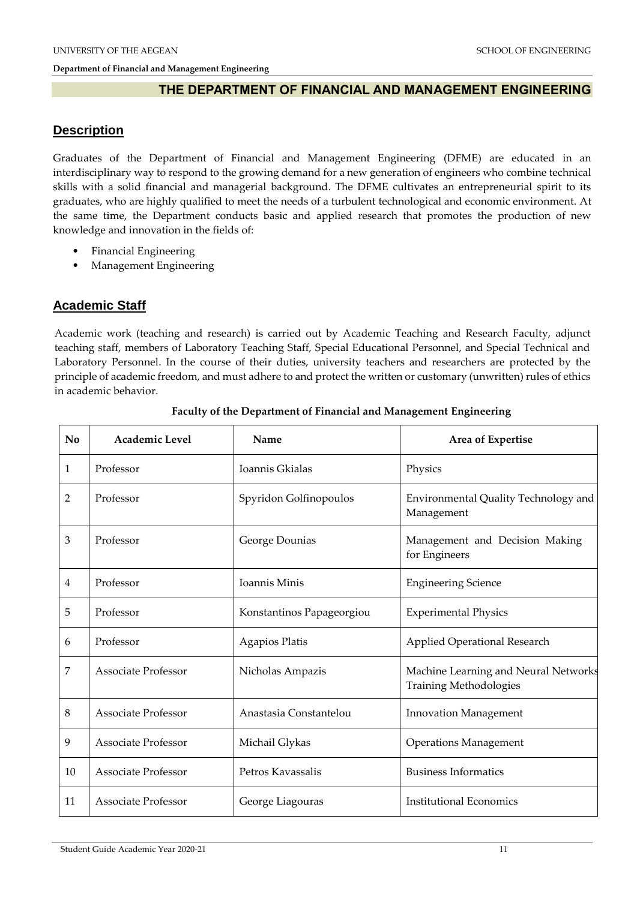# THE DEPARTMENT OF FINANCIAL AND MANAGEMENT ENGINEERING

## Description

Graduates of the Department of Financial and Management Engineering (DFME) are educated in an interdisciplinary way to respond to the growing demand for a new generation of engineers who combine technical skills with a solid financial and managerial background. The DFME cultivates an entrepreneurial spirit to its graduates, who are highly qualified to meet the needs of a turbulent technological and economic environment. At the same time, the Department conducts basic and applied research that promotes the production of new knowledge and innovation in the fields of:

- Financial Engineering
- Management Engineering

## Academic Staff

Academic work (teaching and research) is carried out by Academic Teaching and Research Faculty, adjunct teaching staff, members of Laboratory Teaching Staff, Special Educational Personnel, and Special Technical and Laboratory Personnel. In the course of their duties, university teachers and researchers are protected by the principle of academic freedom, and must adhere to and protect the written or customary (unwritten) rules of ethics in academic behavior.

**Faculty of the Department of Financial and Management Engineering**

| No | Academic Level | Name | Area of Expertise |
|---|---|---|---|
| 1 | Professor | Ioannis Gkialas | Physics |
| 2 | Professor | Spyridon Golfinopoulos | Environmental Quality Technology and Management |
| 3 | Professor | George Dounias | Management and Decision Making for Engineers |
| 4 | Professor | Ioannis Minis | Engineering Science |
| 5 | Professor | Konstantinos Papageorgiou | Experimental Physics |
| 6 | Professor | Agapios Platis | Applied Operational Research |
| 7 | Associate Professor | Nicholas Ampazis | Machine Learning and Neural Networks Training Methodologies |
| 8 | Associate Professor | Anastasia Constantelou | Innovation Management |
| 9 | Associate Professor | Michail Glykas | Operations Management |
| 10 | Associate Professor | Petros Kavassalis | Business Informatics |
| 11 | Associate Professor | George Liagouras | Institutional Economics |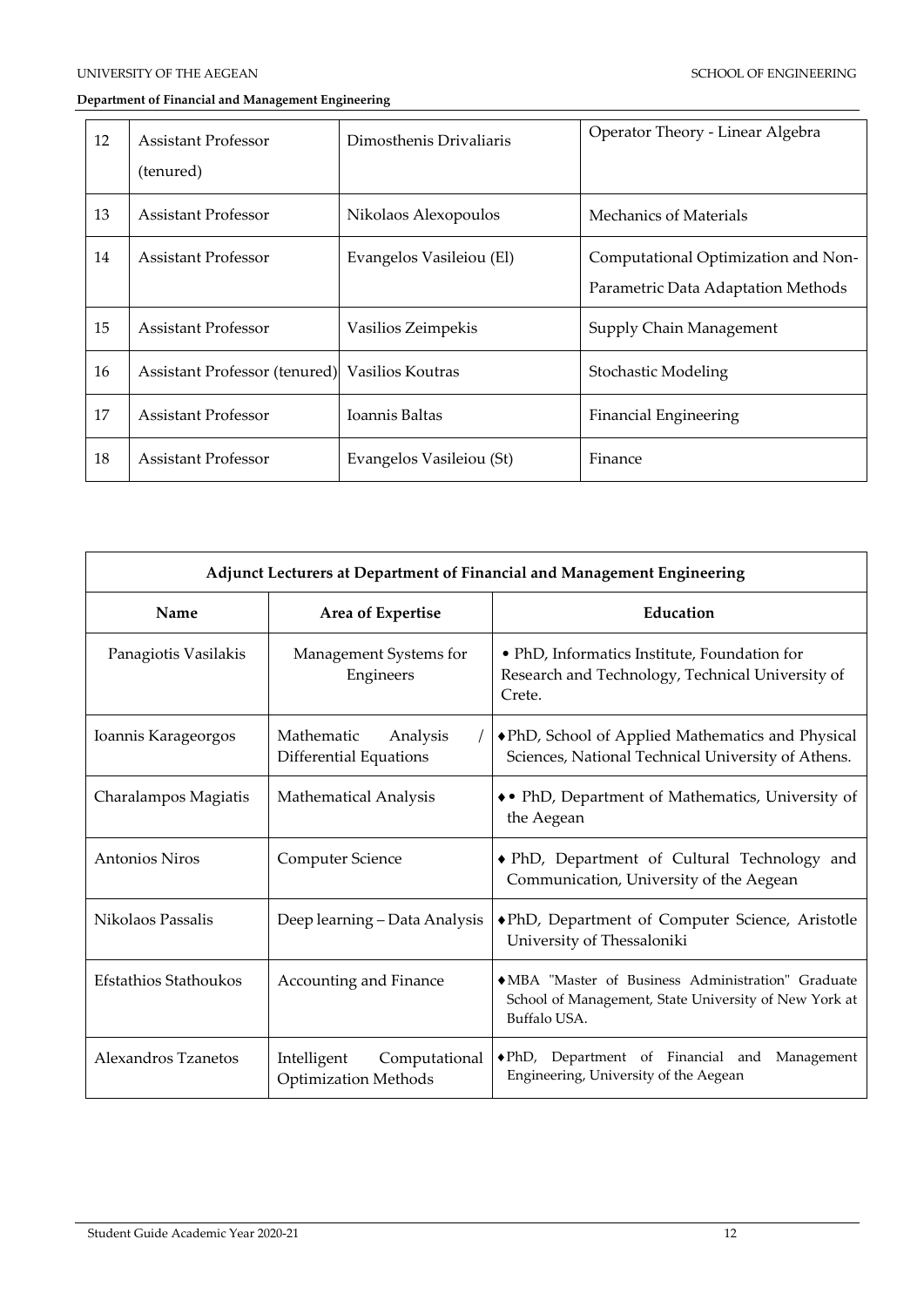| 12 | Assistant Professor (tenured) | Dimosthenis Drivaliaris | Operator Theory - Linear Algebra |
|---|---|---|---|
| 13 | Assistant Professor | Nikolaos Alexopoulos | Mechanics of Materials |
| 14 | Assistant Professor | Evangelos Vasileiou (El) | Computational Optimization and Non-Parametric Data Adaptation Methods |
| 15 | Assistant Professor | Vasilios Zeimpekis | Supply Chain Management |
| 16 | Assistant Professor (tenured) | Vasilios Koutras | Stochastic Modeling |
| 17 | Assistant Professor | Ioannis Baltas | Financial Engineering |
| 18 | Assistant Professor | Evangelos Vasileiou (St) | Finance |

| Adjunct Lecturers at Department of Financial and Management Engineering | | |
|---|---|---|
| **Name** | **Area of Expertise** | **Education** |
| Panagiotis Vasilakis | Management Systems for Engineers | • PhD, Informatics Institute, Foundation for Research and Technology, Technical University of Crete. |
| Ioannis Karageorgos | Mathematic Analysis / Differential Equations | ♦PhD, School of Applied Mathematics and Physical Sciences, National Technical University of Athens. |
| Charalampos Magiatis | Mathematical Analysis | ♦• PhD, Department of Mathematics, University of the Aegean |
| Antonios Niros | Computer Science | ♦ PhD, Department of Cultural Technology and Communication, University of the Aegean |
| Nikolaos Passalis | Deep learning – Data Analysis | ♦PhD, Department of Computer Science, Aristotle University of Thessaloniki |
| Efstathios Stathoukos | Accounting and Finance | ♦MBA "Master of Business Administration" Graduate School of Management, State University of New York at Buffalo USA. |
| Alexandros Tzanetos | Intelligent Computational Optimization Methods | ♦PhD, Department of Financial and Management Engineering, University of the Aegean |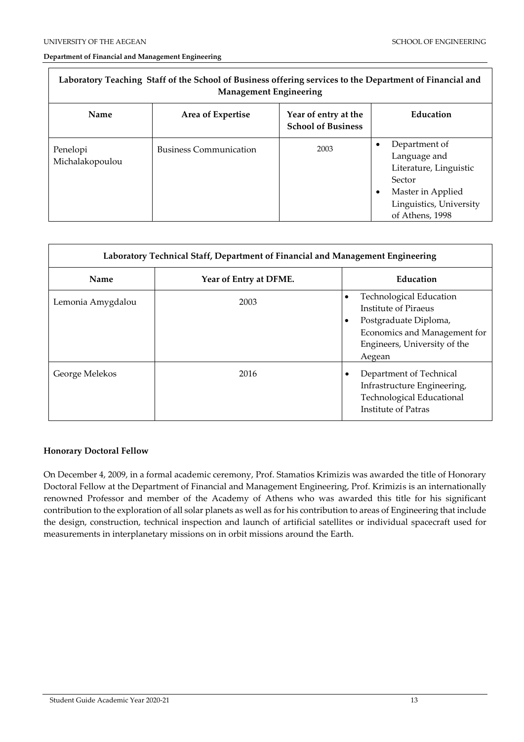| Laboratory Teaching Staff of the School of Business offering services to the Department of Financial and Management Engineering | | | |
|---|---|---|---|
| **Name** | **Area of Expertise** | **Year of entry at the School of Business** | **Education** |
| Penelopi Michalakopoulou | Business Communication | 2003 | • Department of Language and Literature, Linguistic Sector<br>• Master in Applied Linguistics, University of Athens, 1998 |

| Laboratory Technical Staff, Department of Financial and Management Engineering | | |
|---|---|---|
| **Name** | **Year of Entry at DFME.** | **Education** |
| Lemonia Amygdalou | 2003 | • Technological Education Institute of Piraeus<br>• Postgraduate Diploma, Economics and Management for Engineers, University of the Aegean |
| George Melekos | 2016 | • Department of Technical Infrastructure Engineering, Technological Educational Institute of Patras |

**Honorary Doctoral Fellow**

On December 4, 2009, in a formal academic ceremony, Prof. Stamatios Krimizis was awarded the title of Honorary Doctoral Fellow at the Department of Financial and Management Engineering, Prof. Krimizis is an internationally renowned Professor and member of the Academy of Athens who was awarded this title for his significant contribution to the exploration of all solar planets as well as for his contribution to areas of Engineering that include the design, construction, technical inspection and launch of artificial satellites or individual spacecraft used for measurements in interplanetary missions on in orbit missions around the Earth.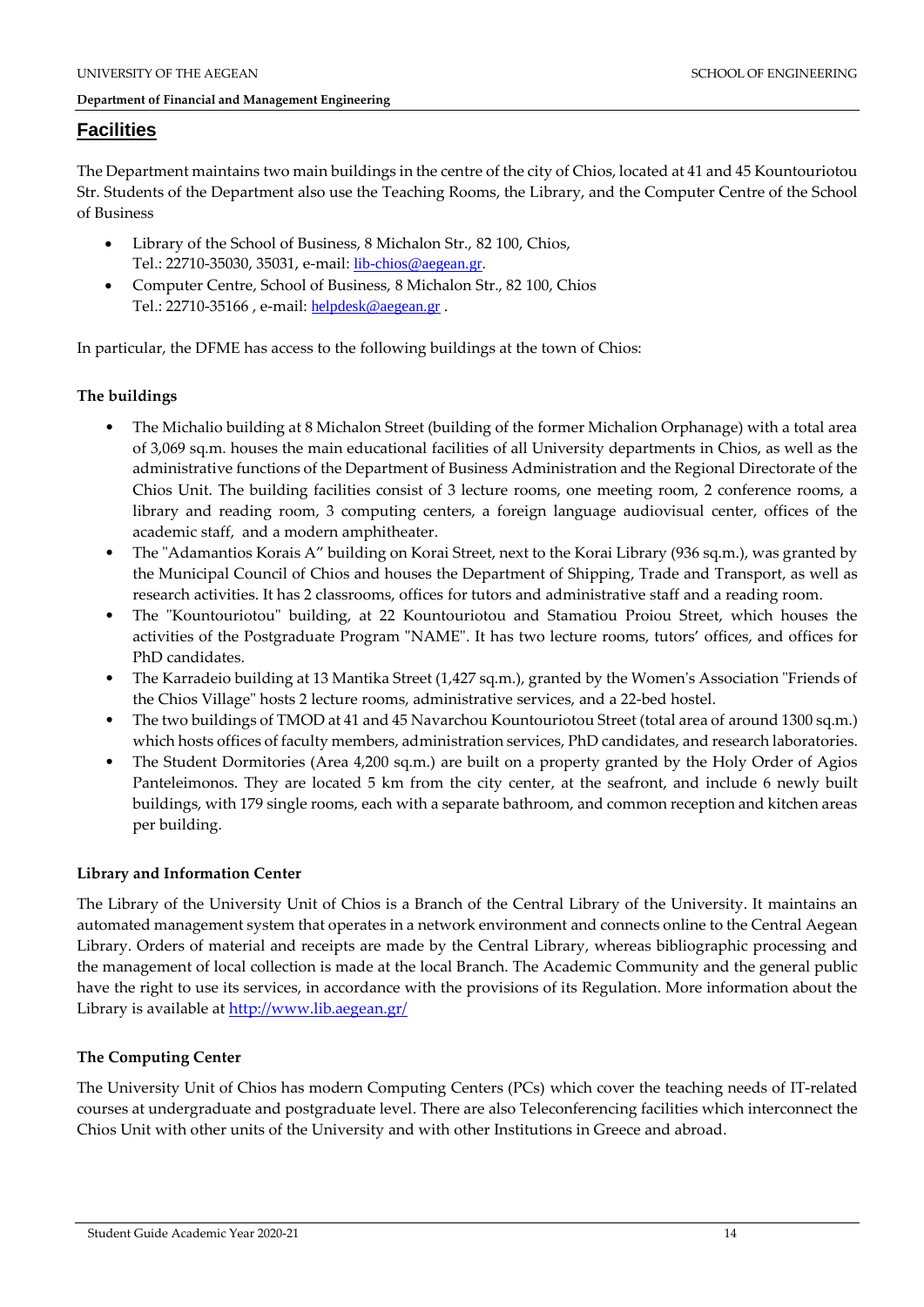## Facilities

The Department maintains two main buildings in the centre of the city of Chios, located at 41 and 45 Kountouriotou Str. Students of the Department also use the Teaching Rooms, the Library, and the Computer Centre of the School of Business

- Library of the School of Business, 8 Michalon Str., 82 100, Chios, Tel.: 22710-35030, 35031, e-mail: lib-chios@aegean.gr.
- Computer Centre, School of Business, 8 Michalon Str., 82 100, Chios Tel.: 22710-35166 , e-mail: helpdesk@aegean.gr .

In particular, the DFME has access to the following buildings at the town of Chios:

### The buildings

- The Michalio building at 8 Michalon Street (building of the former Michalion Orphanage) with a total area of 3,069 sq.m. houses the main educational facilities of all University departments in Chios, as well as the administrative functions of the Department of Business Administration and the Regional Directorate of the Chios Unit. The building facilities consist of 3 lecture rooms, one meeting room, 2 conference rooms, a library and reading room, 3 computing centers, a foreign language audiovisual center, offices of the academic staff, and a modern amphitheater.
- The "Adamantios Korais A" building on Korai Street, next to the Korai Library (936 sq.m.), was granted by the Municipal Council of Chios and houses the Department of Shipping, Trade and Transport, as well as research activities. It has 2 classrooms, offices for tutors and administrative staff and a reading room.
- The "Kountouriotou" building, at 22 Kountouriotou and Stamatiou Proiou Street, which houses the activities of the Postgraduate Program "NAME". It has two lecture rooms, tutors' offices, and offices for PhD candidates.
- The Karradeio building at 13 Mantika Street (1,427 sq.m.), granted by the Women's Association "Friends of the Chios Village" hosts 2 lecture rooms, administrative services, and a 22-bed hostel.
- The two buildings of TMOD at 41 and 45 Navarchou Kountouriotou Street (total area of around 1300 sq.m.) which hosts offices of faculty members, administration services, PhD candidates, and research laboratories.
- The Student Dormitories (Area 4,200 sq.m.) are built on a property granted by the Holy Order of Agios Panteleimonos. They are located 5 km from the city center, at the seafront, and include 6 newly built buildings, with 179 single rooms, each with a separate bathroom, and common reception and kitchen areas per building.

### Library and Information Center

The Library of the University Unit of Chios is a Branch of the Central Library of the University. It maintains an automated management system that operates in a network environment and connects online to the Central Aegean Library. Orders of material and receipts are made by the Central Library, whereas bibliographic processing and the management of local collection is made at the local Branch. The Academic Community and the general public have the right to use its services, in accordance with the provisions of its Regulation. More information about the Library is available at http://www.lib.aegean.gr/

### The Computing Center

The University Unit of Chios has modern Computing Centers (PCs) which cover the teaching needs of IT-related courses at undergraduate and postgraduate level. There are also Teleconferencing facilities which interconnect the Chios Unit with other units of the University and with other Institutions in Greece and abroad.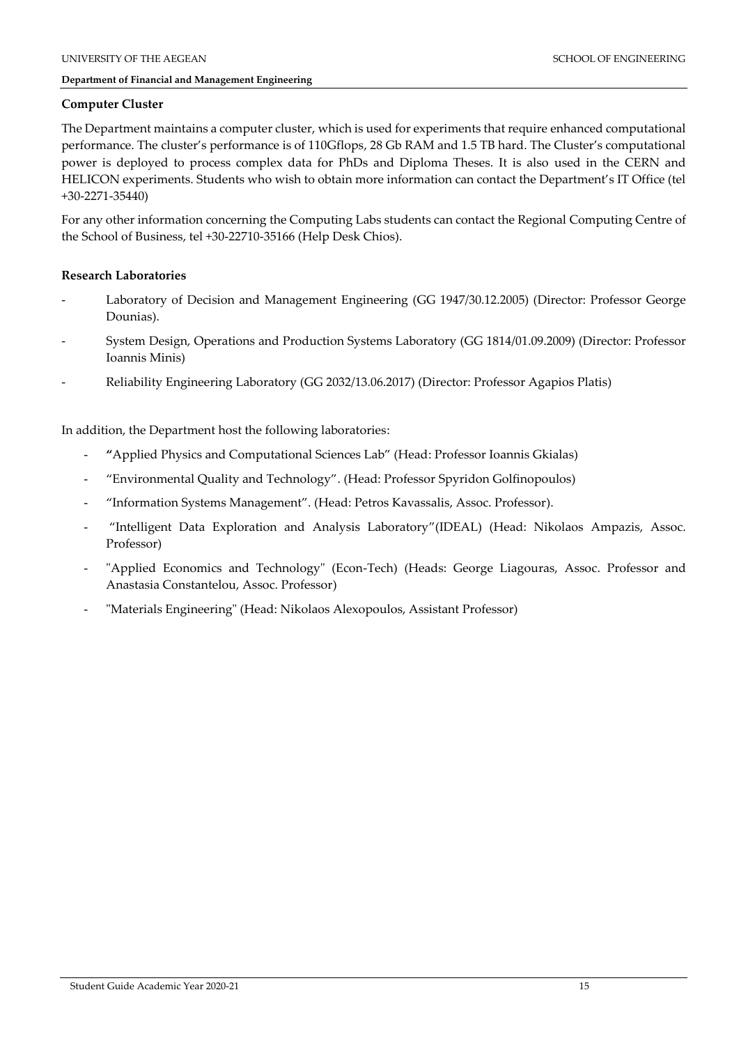### Computer Cluster

The Department maintains a computer cluster, which is used for experiments that require enhanced computational performance. The cluster's performance is of 110Gflops, 28 Gb RAM and 1.5 TB hard. The Cluster's computational power is deployed to process complex data for PhDs and Diploma Theses. It is also used in the CERN and HELICON experiments. Students who wish to obtain more information can contact the Department's IT Office (tel +30-2271-35440)

For any other information concerning the Computing Labs students can contact the Regional Computing Centre of the School of Business, tel +30-22710-35166 (Help Desk Chios).

### Research Laboratories

- Laboratory of Decision and Management Engineering (GG 1947/30.12.2005) (Director: Professor George Dounias).
- System Design, Operations and Production Systems Laboratory (GG 1814/01.09.2009) (Director: Professor Ioannis Minis)
- Reliability Engineering Laboratory (GG 2032/13.06.2017) (Director: Professor Agapios Platis)

In addition, the Department host the following laboratories:

- **"**Applied Physics and Computational Sciences Lab" (Head: Professor Ioannis Gkialas)
- "Environmental Quality and Technology". (Head: Professor Spyridon Golfinopoulos)
- "Information Systems Management". (Head: Petros Kavassalis, Assoc. Professor).
- "Intelligent Data Exploration and Analysis Laboratory"(IDEAL) (Head: Nikolaos Ampazis, Assoc. Professor)
- "Applied Economics and Technology" (Econ-Tech) (Heads: George Liagouras, Assoc. Professor and Anastasia Constantelou, Assoc. Professor)
- "Materials Engineering" (Head: Nikolaos Alexopoulos, Assistant Professor)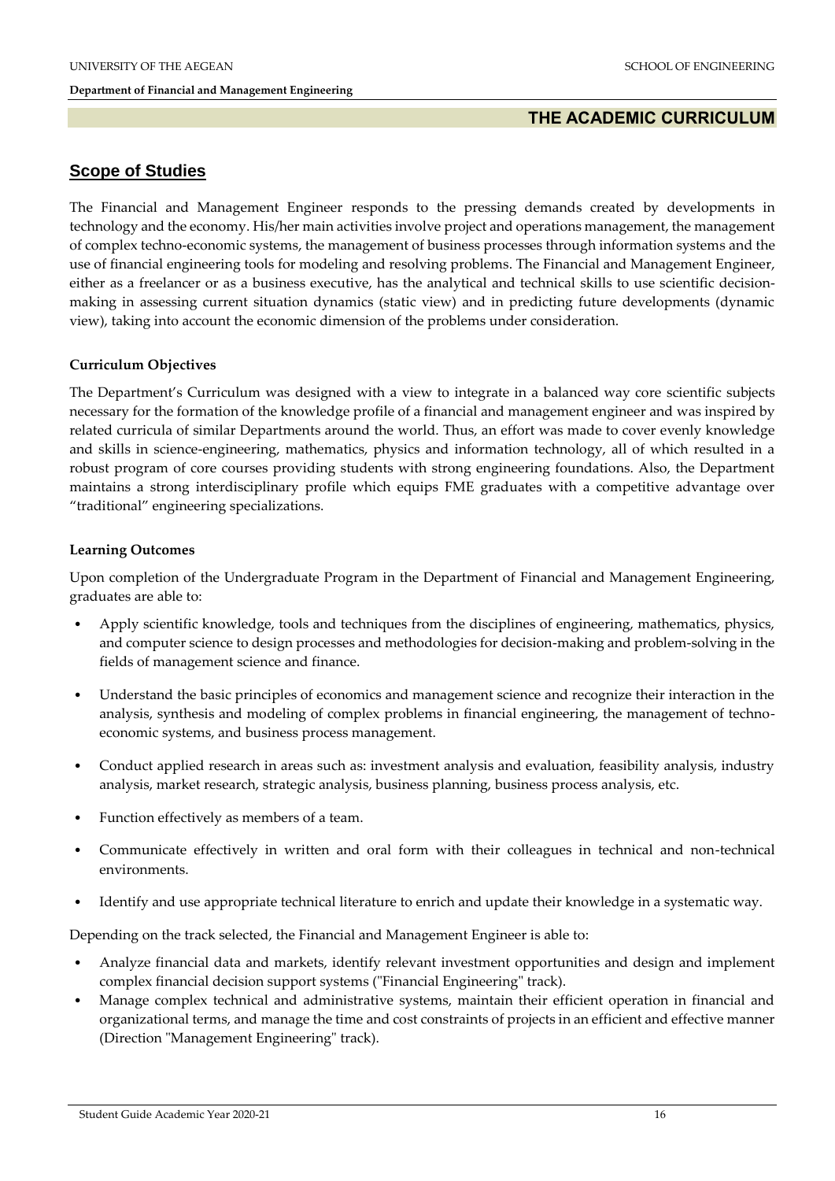# THE ACADEMIC CURRICULUM

## Scope of Studies

The Financial and Management Engineer responds to the pressing demands created by developments in technology and the economy. His/her main activities involve project and operations management, the management of complex techno-economic systems, the management of business processes through information systems and the use of financial engineering tools for modeling and resolving problems. The Financial and Management Engineer, either as a freelancer or as a business executive, has the analytical and technical skills to use scientific decision-making in assessing current situation dynamics (static view) and in predicting future developments (dynamic view), taking into account the economic dimension of the problems under consideration.

### Curriculum Objectives

The Department's Curriculum was designed with a view to integrate in a balanced way core scientific subjects necessary for the formation of the knowledge profile of a financial and management engineer and was inspired by related curricula of similar Departments around the world. Thus, an effort was made to cover evenly knowledge and skills in science-engineering, mathematics, physics and information technology, all of which resulted in a robust program of core courses providing students with strong engineering foundations. Also, the Department maintains a strong interdisciplinary profile which equips FME graduates with a competitive advantage over "traditional" engineering specializations.

### Learning Outcomes

Upon completion of the Undergraduate Program in the Department of Financial and Management Engineering, graduates are able to:

- Apply scientific knowledge, tools and techniques from the disciplines of engineering, mathematics, physics, and computer science to design processes and methodologies for decision-making and problem-solving in the fields of management science and finance.
- Understand the basic principles of economics and management science and recognize their interaction in the analysis, synthesis and modeling of complex problems in financial engineering, the management of techno-economic systems, and business process management.
- Conduct applied research in areas such as: investment analysis and evaluation, feasibility analysis, industry analysis, market research, strategic analysis, business planning, business process analysis, etc.
- Function effectively as members of a team.
- Communicate effectively in written and oral form with their colleagues in technical and non-technical environments.
- Identify and use appropriate technical literature to enrich and update their knowledge in a systematic way.

Depending on the track selected, the Financial and Management Engineer is able to:

- Analyze financial data and markets, identify relevant investment opportunities and design and implement complex financial decision support systems ("Financial Engineering" track).
- Manage complex technical and administrative systems, maintain their efficient operation in financial and organizational terms, and manage the time and cost constraints of projects in an efficient and effective manner (Direction "Management Engineering" track).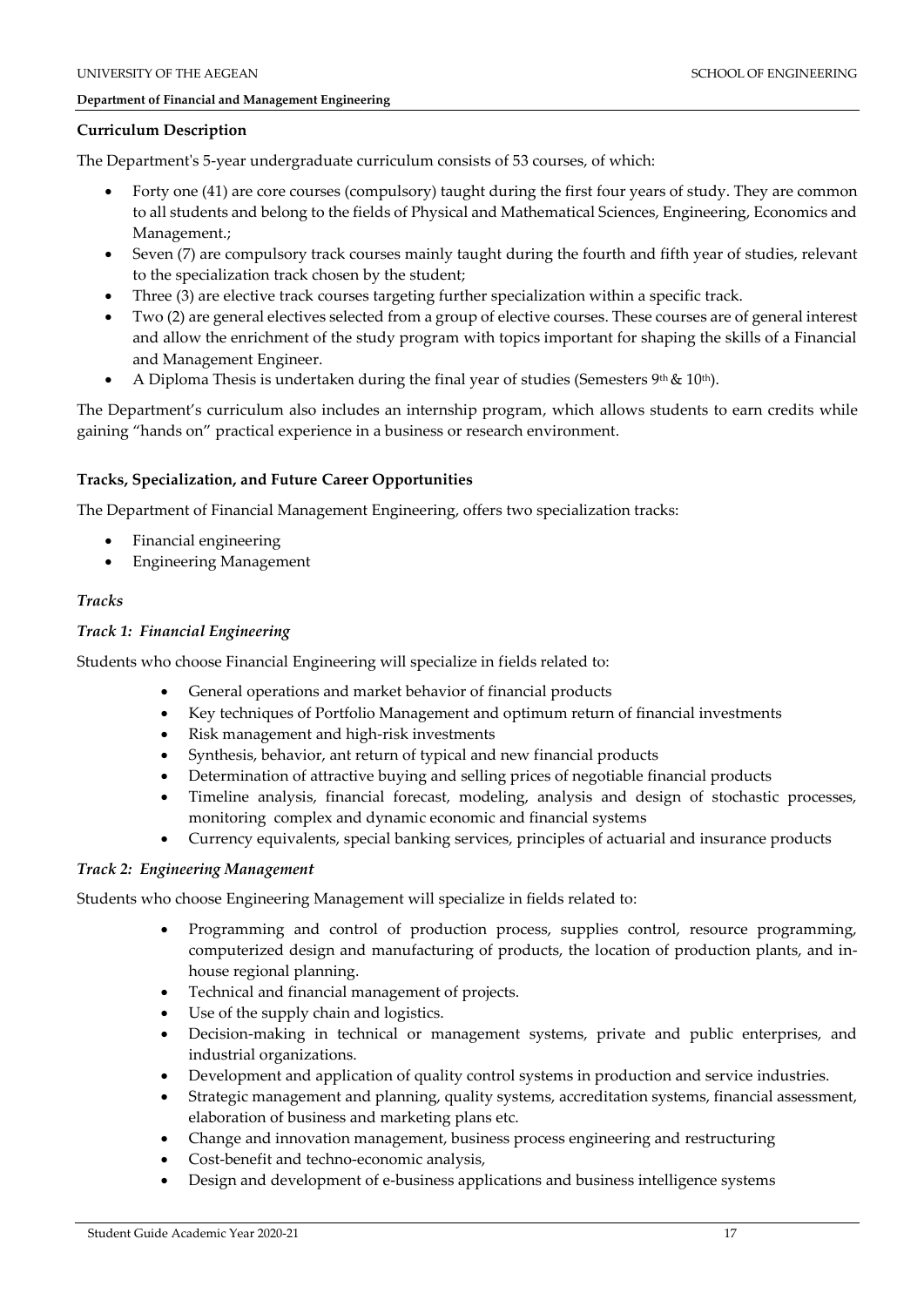### Curriculum Description

The Department's 5-year undergraduate curriculum consists of 53 courses, of which:

- Forty one (41) are core courses (compulsory) taught during the first four years of study. They are common to all students and belong to the fields of Physical and Mathematical Sciences, Engineering, Economics and Management.;
- Seven (7) are compulsory track courses mainly taught during the fourth and fifth year of studies, relevant to the specialization track chosen by the student;
- Three (3) are elective track courses targeting further specialization within a specific track.
- Two (2) are general electives selected from a group of elective courses. These courses are of general interest and allow the enrichment of the study program with topics important for shaping the skills of a Financial and Management Engineer.
- A Diploma Thesis is undertaken during the final year of studies (Semesters 9th & 10th).

The Department's curriculum also includes an internship program, which allows students to earn credits while gaining "hands on" practical experience in a business or research environment.

### Tracks, Specialization, and Future Career Opportunities

The Department of Financial Management Engineering, offers two specialization tracks:

- Financial engineering
- Engineering Management

#### *Tracks*

#### *Track 1: Financial Engineering*

Students who choose Financial Engineering will specialize in fields related to:

- General operations and market behavior of financial products
- Key techniques of Portfolio Management and optimum return of financial investments
- Risk management and high-risk investments
- Synthesis, behavior, ant return of typical and new financial products
- Determination of attractive buying and selling prices of negotiable financial products
- Timeline analysis, financial forecast, modeling, analysis and design of stochastic processes, monitoring complex and dynamic economic and financial systems
- Currency equivalents, special banking services, principles of actuarial and insurance products

#### *Track 2: Engineering Management*

Students who choose Engineering Management will specialize in fields related to:

- Programming and control of production process, supplies control, resource programming, computerized design and manufacturing of products, the location of production plants, and in-house regional planning.
- Technical and financial management of projects.
- Use of the supply chain and logistics.
- Decision-making in technical or management systems, private and public enterprises, and industrial organizations.
- Development and application of quality control systems in production and service industries.
- Strategic management and planning, quality systems, accreditation systems, financial assessment, elaboration of business and marketing plans etc.
- Change and innovation management, business process engineering and restructuring
- Cost-benefit and techno-economic analysis,
- Design and development of e-business applications and business intelligence systems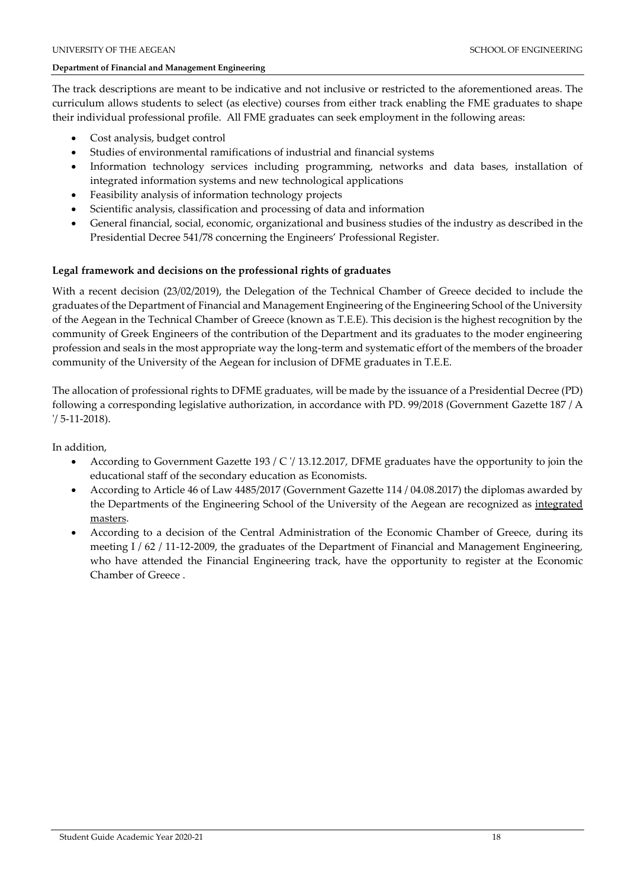The track descriptions are meant to be indicative and not inclusive or restricted to the aforementioned areas. The curriculum allows students to select (as elective) courses from either track enabling the FME graduates to shape their individual professional profile. All FME graduates can seek employment in the following areas:

- Cost analysis, budget control
- Studies of environmental ramifications of industrial and financial systems
- Information technology services including programming, networks and data bases, installation of integrated information systems and new technological applications
- Feasibility analysis of information technology projects
- Scientific analysis, classification and processing of data and information
- General financial, social, economic, organizational and business studies of the industry as described in the Presidential Decree 541/78 concerning the Engineers' Professional Register.

**Legal framework and decisions on the professional rights of graduates**

With a recent decision (23/02/2019), the Delegation of the Technical Chamber of Greece decided to include the graduates of the Department of Financial and Management Engineering of the Engineering School of the University of the Aegean in the Technical Chamber of Greece (known as T.E.E). This decision is the highest recognition by the community of Greek Engineers of the contribution of the Department and its graduates to the moder engineering profession and seals in the most appropriate way the long-term and systematic effort of the members of the broader community of the University of the Aegean for inclusion of DFME graduates in T.E.E.

The allocation of professional rights to DFME graduates, will be made by the issuance of a Presidential Decree (PD) following a corresponding legislative authorization, in accordance with PD. 99/2018 (Government Gazette 187 / A '/ 5-11-2018).

In addition,

- According to Government Gazette 193 / C '/ 13.12.2017, DFME graduates have the opportunity to join the educational staff of the secondary education as Economists.
- According to Article 46 of Law 4485/2017 (Government Gazette 114 / 04.08.2017) the diplomas awarded by the Departments of the Engineering School of the University of the Aegean are recognized as integrated masters.
- According to a decision of the Central Administration of the Economic Chamber of Greece, during its meeting I / 62 / 11-12-2009, the graduates of the Department of Financial and Management Engineering, who have attended the Financial Engineering track, have the opportunity to register at the Economic Chamber of Greece .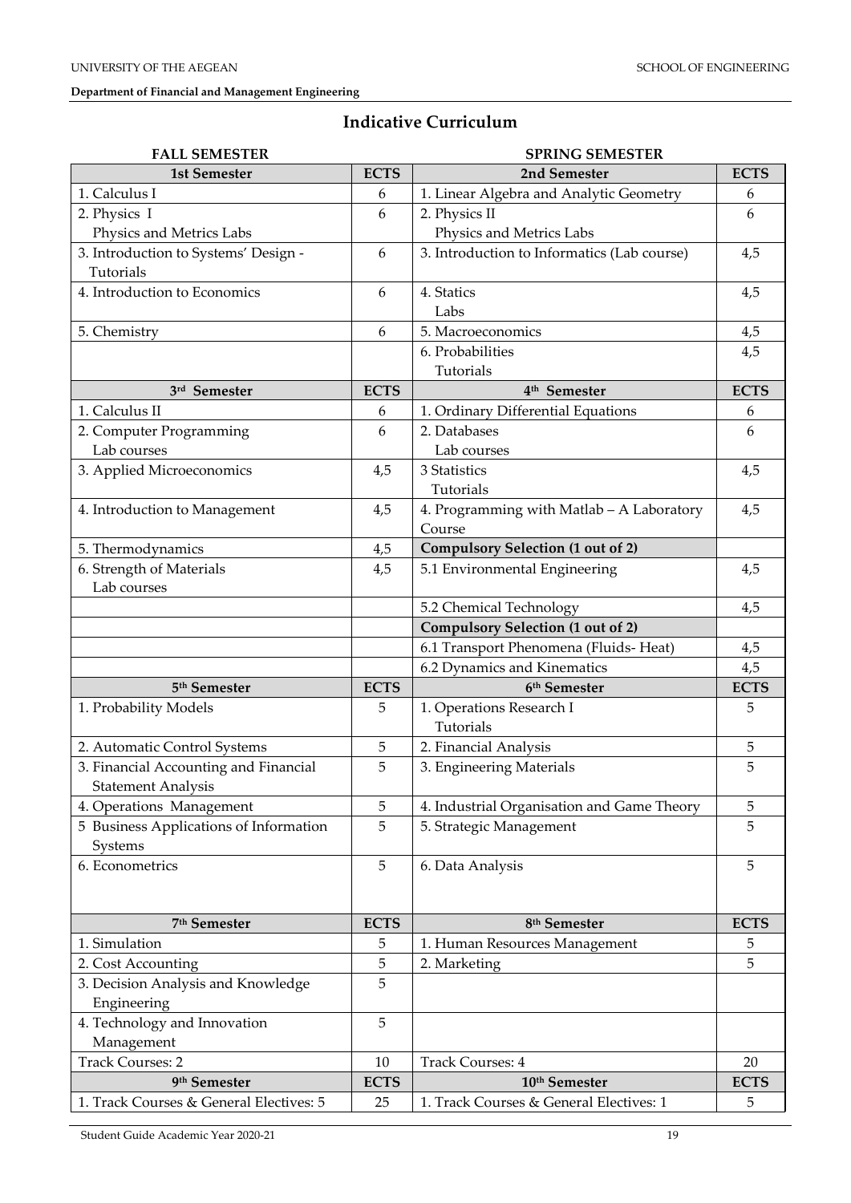## Indicative Curriculum

| FALL SEMESTER | | SPRING SEMESTER | |
|---|---|---|---|
| **1st Semester** | **ECTS** | **2nd Semester** | **ECTS** |
| 1. Calculus I | 6 | 1. Linear Algebra and Analytic Geometry | 6 |
| 2. Physics I<br>Physics and Metrics Labs | 6 | 2. Physics II<br>Physics and Metrics Labs | 6 |
| 3. Introduction to Systems' Design - Tutorials | 6 | 3. Introduction to Informatics (Lab course) | 4,5 |
| 4. Introduction to Economics | 6 | 4. Statics<br>Labs | 4,5 |
| 5. Chemistry | 6 | 5. Macroeconomics | 4,5 |
| | | 6. Probabilities<br>Tutorials | 4,5 |
| **3rd Semester** | **ECTS** | **4th Semester** | **ECTS** |
| 1. Calculus II | 6 | 1. Ordinary Differential Equations | 6 |
| 2. Computer Programming<br>Lab courses | 6 | 2. Databases<br>Lab courses | 6 |
| 3. Applied Microeconomics | 4,5 | 3 Statistics<br>Tutorials | 4,5 |
| 4. Introduction to Management | 4,5 | 4. Programming with Matlab – A Laboratory Course | 4,5 |
| 5. Thermodynamics | 4,5 | **Compulsory Selection (1 out of 2)** | |
| 6. Strength of Materials<br>Lab courses | 4,5 | 5.1 Environmental Engineering | 4,5 |
| | | 5.2 Chemical Technology | 4,5 |
| | | **Compulsory Selection (1 out of 2)** | |
| | | 6.1 Transport Phenomena (Fluids- Heat) | 4,5 |
| | | 6.2 Dynamics and Kinematics | 4,5 |
| **5th Semester** | **ECTS** | **6th Semester** | **ECTS** |
| 1. Probability Models | 5 | 1. Operations Research I<br>Tutorials | 5 |
| 2. Automatic Control Systems | 5 | 2. Financial Analysis | 5 |
| 3. Financial Accounting and Financial Statement Analysis | 5 | 3. Engineering Materials | 5 |
| 4. Operations Management | 5 | 4. Industrial Organisation and Game Theory | 5 |
| 5 Business Applications of Information Systems | 5 | 5. Strategic Management | 5 |
| 6. Econometrics | 5 | 6. Data Analysis | 5 |
| **7th Semester** | **ECTS** | **8th Semester** | **ECTS** |
| 1. Simulation | 5 | 1. Human Resources Management | 5 |
| 2. Cost Accounting | 5 | 2. Marketing | 5 |
| 3. Decision Analysis and Knowledge Engineering | 5 | | |
| 4. Technology and Innovation Management | 5 | | |
| Track Courses: 2 | 10 | Track Courses: 4 | 20 |
| **9th Semester** | **ECTS** | **10th Semester** | **ECTS** |
| 1. Track Courses & General Electives: 5 | 25 | 1. Track Courses & General Electives: 1 | 5 |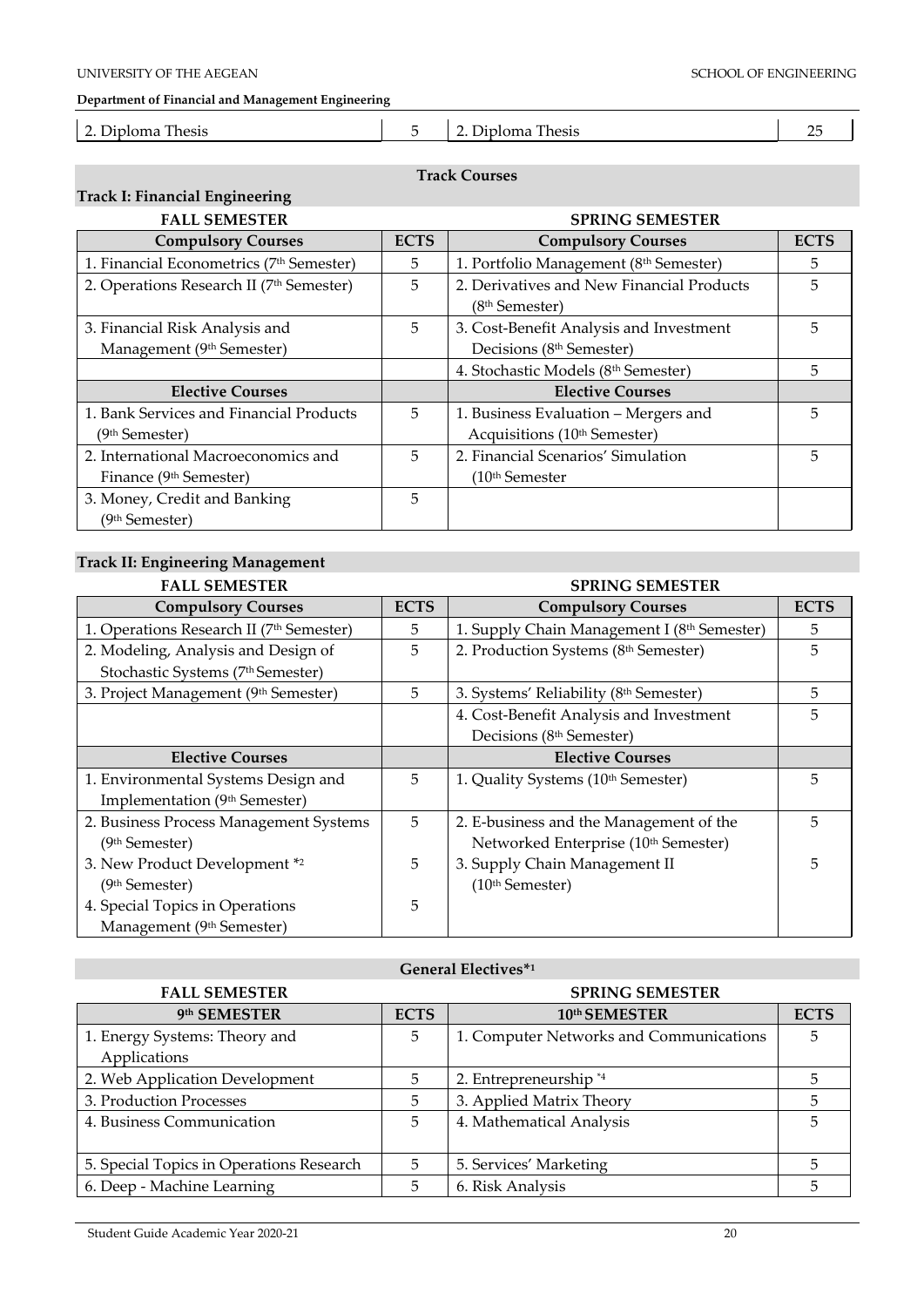| 2. Diploma Thesis | 5 | 2. Diploma Thesis | 25 |
|---|---|---|---|

## Track Courses

### Track I: Financial Engineering

| FALL SEMESTER | | SPRING SEMESTER | |
|---|---|---|---|
| **Compulsory Courses** | **ECTS** | **Compulsory Courses** | **ECTS** |
| 1. Financial Econometrics (7th Semester) | 5 | 1. Portfolio Management (8th Semester) | 5 |
| 2. Operations Research II (7th Semester) | 5 | 2. Derivatives and New Financial Products (8th Semester) | 5 |
| 3. Financial Risk Analysis and Management (9th Semester) | 5 | 3. Cost-Benefit Analysis and Investment Decisions (8th Semester) | 5 |
| | | 4. Stochastic Models (8th Semester) | 5 |
| **Elective Courses** | | **Elective Courses** | |
| 1. Bank Services and Financial Products (9th Semester) | 5 | 1. Business Evaluation – Mergers and Acquisitions (10th Semester) | 5 |
| 2. International Macroeconomics and Finance (9th Semester) | 5 | 2. Financial Scenarios' Simulation (10th Semester | 5 |
| 3. Money, Credit and Banking (9th Semester) | 5 | | |

### Track II: Engineering Management

| FALL SEMESTER | | SPRING SEMESTER | |
|---|---|---|---|
| **Compulsory Courses** | **ECTS** | **Compulsory Courses** | **ECTS** |
| 1. Operations Research II (7th Semester) | 5 | 1. Supply Chain Management I (8th Semester) | 5 |
| 2. Modeling, Analysis and Design of Stochastic Systems (7th Semester) | 5 | 2. Production Systems (8th Semester) | 5 |
| 3. Project Management (9th Semester) | 5 | 3. Systems' Reliability (8th Semester) | 5 |
| | | 4. Cost-Benefit Analysis and Investment Decisions (8th Semester) | 5 |
| **Elective Courses** | | **Elective Courses** | |
| 1. Environmental Systems Design and Implementation (9th Semester) | 5 | 1. Quality Systems (10th Semester) | 5 |
| 2. Business Process Management Systems (9th Semester) | 5 | 2. E-business and the Management of the Networked Enterprise (10th Semester) | 5 |
| 3. New Product Development *2 (9th Semester) | 5 | 3. Supply Chain Management II (10th Semester) | 5 |
| 4. Special Topics in Operations Management (9th Semester) | 5 | | |

## General Electives*1

| FALL SEMESTER | | SPRING SEMESTER | |
|---|---|---|---|
| **9th SEMESTER** | **ECTS** | **10th SEMESTER** | **ECTS** |
| 1. Energy Systems: Theory and Applications | 5 | 1. Computer Networks and Communications | 5 |
| 2. Web Application Development | 5 | 2. Entrepreneurship *4 | 5 |
| 3. Production Processes | 5 | 3. Applied Matrix Theory | 5 |
| 4. Business Communication | 5 | 4. Mathematical Analysis | 5 |
| 5. Special Topics in Operations Research | 5 | 5. Services' Marketing | 5 |
| 6. Deep - Machine Learning | 5 | 6. Risk Analysis | 5 |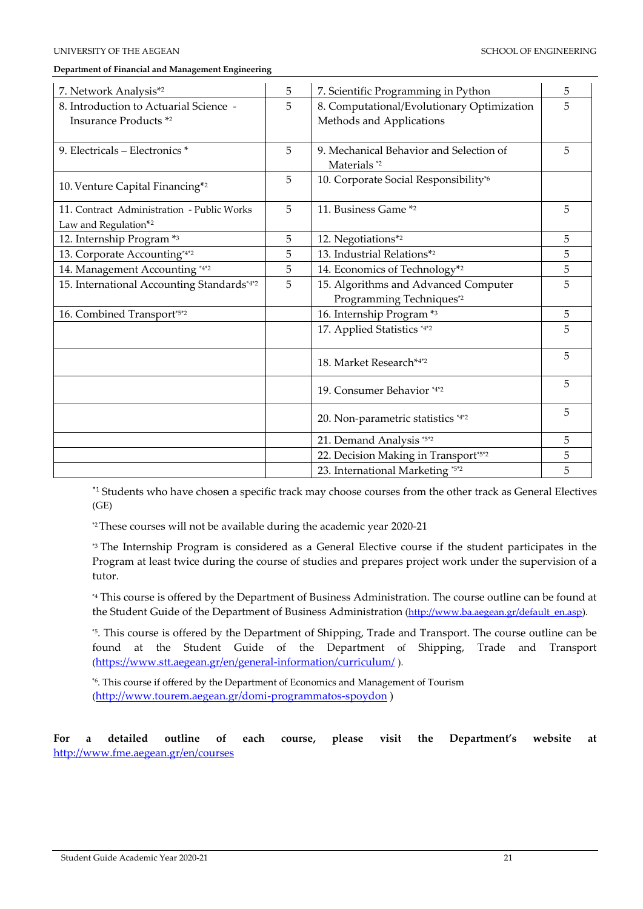| | | | |
|---|---|---|---|
| 7. Network Analysis*2 | 5 | 7. Scientific Programming in Python | 5 |
| 8. Introduction to Actuarial Science - Insurance Products *2 | 5 | 8. Computational/Evolutionary Optimization Methods and Applications | 5 |
| 9. Electricals – Electronics * | 5 | 9. Mechanical Behavior and Selection of Materials *2 | 5 |
| 10. Venture Capital Financing*2 | 5 | 10. Corporate Social Responsibility*6 | |
| 11. Contract Administration - Public Works Law and Regulation*2 | 5 | 11. Business Game *2 | 5 |
| 12. Internship Program *3 | 5 | 12. Negotiations*2 | 5 |
| 13. Corporate Accounting*4*2 | 5 | 13. Industrial Relations*2 | 5 |
| 14. Management Accounting *4*2 | 5 | 14. Economics of Technology*2 | 5 |
| 15. International Accounting Standards*4*2 | 5 | 15. Algorithms and Advanced Computer Programming Techniques*2 | 5 |
| 16. Combined Transport*5*2 | | 16. Internship Program *3 | 5 |
| | | 17. Applied Statistics *4*2 | 5 |
| | | 18. Market Research*4*2 | 5 |
| | | 19. Consumer Behavior *4*2 | 5 |
| | | 20. Non-parametric statistics *4*2 | 5 |
| | | 21. Demand Analysis *5*2 | 5 |
| | | 22. Decision Making in Transport*5*2 | 5 |
| | | 23. International Marketing *5*2 | 5 |

*1 Students who have chosen a specific track may choose courses from the other track as General Electives (GE)

*2 These courses will not be available during the academic year 2020-21

*3 The Internship Program is considered as a General Elective course if the student participates in the Program at least twice during the course of studies and prepares project work under the supervision of a tutor.

*4 This course is offered by the Department of Business Administration. The course outline can be found at the Student Guide of the Department of Business Administration (http://www.ba.aegean.gr/default_en.asp).

*5. This course is offered by the Department of Shipping, Trade and Transport. The course outline can be found at the Student Guide of the Department of Shipping, Trade and Transport (https://www.stt.aegean.gr/en/general-information/curriculum/ ).

*6. This course if offered by the Department of Economics and Management of Tourism (http://www.tourem.aegean.gr/domi-programmatos-spoydon )

**For a detailed outline of each course, please visit the Department's website at** http://www.fme.aegean.gr/en/courses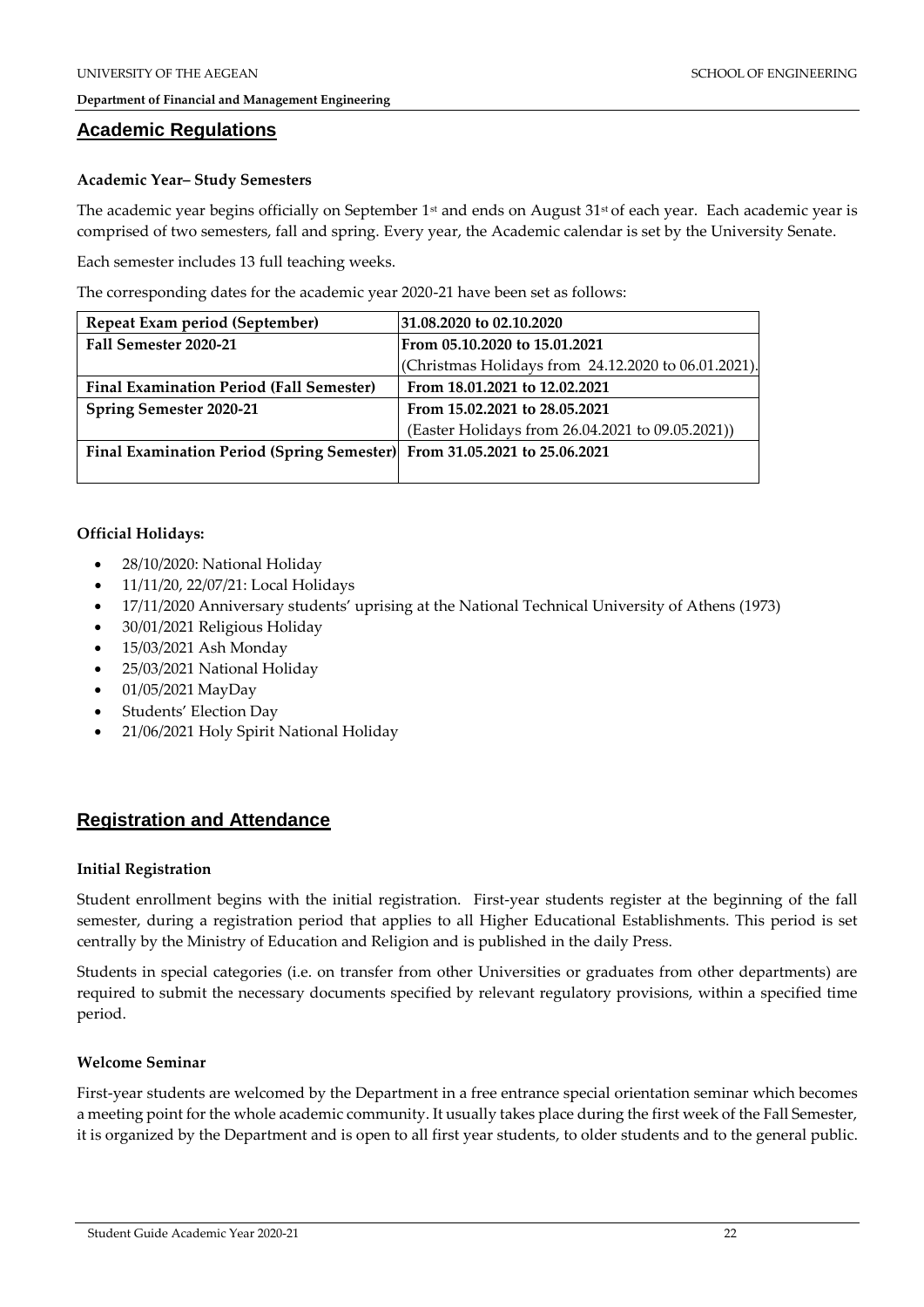## Academic Regulations

### Academic Year– Study Semesters

The academic year begins officially on September 1st and ends on August 31st of each year. Each academic year is comprised of two semesters, fall and spring. Every year, the Academic calendar is set by the University Senate.

Each semester includes 13 full teaching weeks.

The corresponding dates for the academic year 2020-21 have been set as follows:

| Repeat Exam period (September) | 31.08.2020 to 02.10.2020 |
|---|---|
| Fall Semester 2020-21 | From 05.10.2020 to 15.01.2021 |
| | (Christmas Holidays from 24.12.2020 to 06.01.2021). |
| Final Examination Period (Fall Semester) | From 18.01.2021 to 12.02.2021 |
| Spring Semester 2020-21 | From 15.02.2021 to 28.05.2021 |
| | (Easter Holidays from 26.04.2021 to 09.05.2021)) |
| Final Examination Period (Spring Semester) | From 31.05.2021 to 25.06.2021 |

### Official Holidays:

- 28/10/2020: National Holiday
- 11/11/20, 22/07/21: Local Holidays
- 17/11/2020 Anniversary students' uprising at the National Technical University of Athens (1973)
- 30/01/2021 Religious Holiday
- 15/03/2021 Ash Monday
- 25/03/2021 National Holiday
- 01/05/2021 MayDay
- Students' Election Day
- 21/06/2021 Holy Spirit National Holiday

## Registration and Attendance

### Initial Registration

Student enrollment begins with the initial registration. First-year students register at the beginning of the fall semester, during a registration period that applies to all Higher Educational Establishments. This period is set centrally by the Ministry of Education and Religion and is published in the daily Press.

Students in special categories (i.e. on transfer from other Universities or graduates from other departments) are required to submit the necessary documents specified by relevant regulatory provisions, within a specified time period.

### Welcome Seminar

First-year students are welcomed by the Department in a free entrance special orientation seminar which becomes a meeting point for the whole academic community. It usually takes place during the first week of the Fall Semester, it is organized by the Department and is open to all first year students, to older students and to the general public.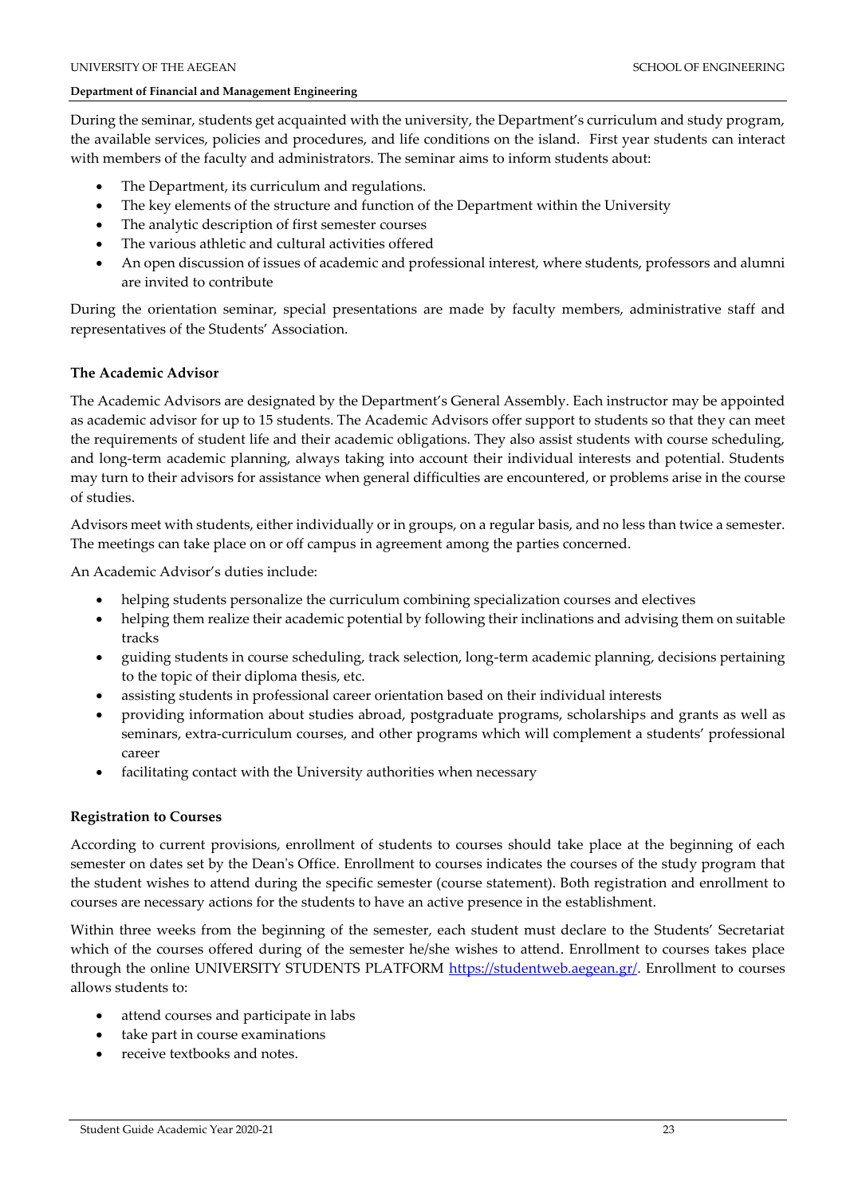During the seminar, students get acquainted with the university, the Department's curriculum and study program, the available services, policies and procedures, and life conditions on the island. First year students can interact with members of the faculty and administrators. The seminar aims to inform students about:

- The Department, its curriculum and regulations.
- The key elements of the structure and function of the Department within the University
- The analytic description of first semester courses
- The various athletic and cultural activities offered
- An open discussion of issues of academic and professional interest, where students, professors and alumni are invited to contribute

During the orientation seminar, special presentations are made by faculty members, administrative staff and representatives of the Students' Association.

### The Academic Advisor

The Academic Advisors are designated by the Department's General Assembly. Each instructor may be appointed as academic advisor for up to 15 students. The Academic Advisors offer support to students so that they can meet the requirements of student life and their academic obligations. They also assist students with course scheduling, and long-term academic planning, always taking into account their individual interests and potential. Students may turn to their advisors for assistance when general difficulties are encountered, or problems arise in the course of studies.

Advisors meet with students, either individually or in groups, on a regular basis, and no less than twice a semester. The meetings can take place on or off campus in agreement among the parties concerned.

An Academic Advisor's duties include:

- helping students personalize the curriculum combining specialization courses and electives
- helping them realize their academic potential by following their inclinations and advising them on suitable tracks
- guiding students in course scheduling, track selection, long-term academic planning, decisions pertaining to the topic of their diploma thesis, etc.
- assisting students in professional career orientation based on their individual interests
- providing information about studies abroad, postgraduate programs, scholarships and grants as well as seminars, extra-curriculum courses, and other programs which will complement a students' professional career
- facilitating contact with the University authorities when necessary

### Registration to Courses

According to current provisions, enrollment of students to courses should take place at the beginning of each semester on dates set by the Dean's Office. Enrollment to courses indicates the courses of the study program that the student wishes to attend during the specific semester (course statement). Both registration and enrollment to courses are necessary actions for the students to have an active presence in the establishment.

Within three weeks from the beginning of the semester, each student must declare to the Students' Secretariat which of the courses offered during of the semester he/she wishes to attend. Enrollment to courses takes place through the online UNIVERSITY STUDENTS PLATFORM https://studentweb.aegean.gr/. Enrollment to courses allows students to:

- attend courses and participate in labs
- take part in course examinations
- receive textbooks and notes.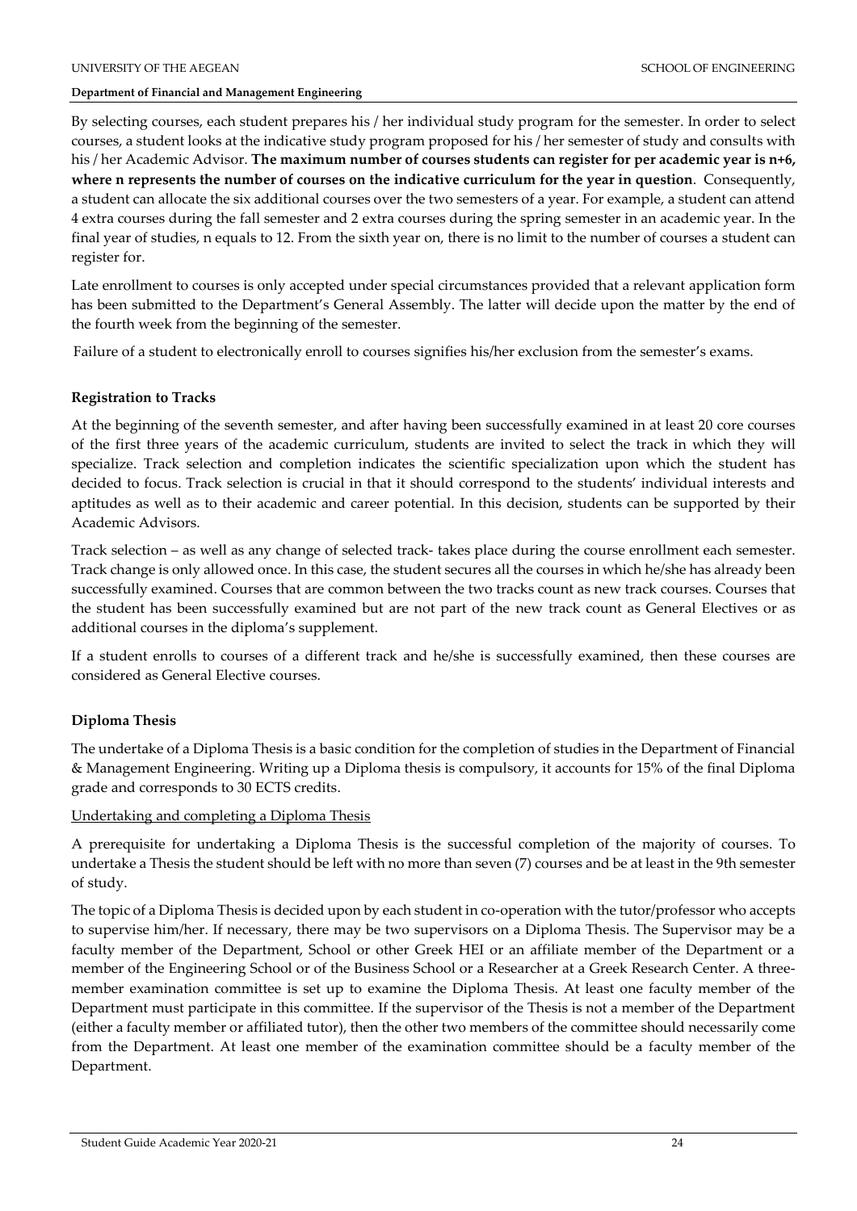By selecting courses, each student prepares his / her individual study program for the semester. In order to select courses, a student looks at the indicative study program proposed for his / her semester of study and consults with his / her Academic Advisor. **The maximum number of courses students can register for per academic year is n+6, where n represents the number of courses on the indicative curriculum for the year in question**. Consequently, a student can allocate the six additional courses over the two semesters of a year. For example, a student can attend 4 extra courses during the fall semester and 2 extra courses during the spring semester in an academic year. In the final year of studies, n equals to 12. From the sixth year on, there is no limit to the number of courses a student can register for.

Late enrollment to courses is only accepted under special circumstances provided that a relevant application form has been submitted to the Department's General Assembly. The latter will decide upon the matter by the end of the fourth week from the beginning of the semester.

Failure of a student to electronically enroll to courses signifies his/her exclusion from the semester's exams.

### Registration to Tracks

At the beginning of the seventh semester, and after having been successfully examined in at least 20 core courses of the first three years of the academic curriculum, students are invited to select the track in which they will specialize. Track selection and completion indicates the scientific specialization upon which the student has decided to focus. Track selection is crucial in that it should correspond to the students' individual interests and aptitudes as well as to their academic and career potential. In this decision, students can be supported by their Academic Advisors.

Track selection – as well as any change of selected track- takes place during the course enrollment each semester. Track change is only allowed once. In this case, the student secures all the courses in which he/she has already been successfully examined. Courses that are common between the two tracks count as new track courses. Courses that the student has been successfully examined but are not part of the new track count as General Electives or as additional courses in the diploma's supplement.

If a student enrolls to courses of a different track and he/she is successfully examined, then these courses are considered as General Elective courses.

### Diploma Thesis

The undertake of a Diploma Thesis is a basic condition for the completion of studies in the Department of Financial & Management Engineering. Writing up a Diploma thesis is compulsory, it accounts for 15% of the final Diploma grade and corresponds to 30 ECTS credits.

<u>Undertaking and completing a Diploma Thesis</u>

A prerequisite for undertaking a Diploma Thesis is the successful completion of the majority of courses. To undertake a Thesis the student should be left with no more than seven (7) courses and be at least in the 9th semester of study.

The topic of a Diploma Thesis is decided upon by each student in co-operation with the tutor/professor who accepts to supervise him/her. If necessary, there may be two supervisors on a Diploma Thesis. The Supervisor may be a faculty member of the Department, School or other Greek HEI or an affiliate member of the Department or a member of the Engineering School or of the Business School or a Researcher at a Greek Research Center. A three-member examination committee is set up to examine the Diploma Thesis. At least one faculty member of the Department must participate in this committee. If the supervisor of the Thesis is not a member of the Department (either a faculty member or affiliated tutor), then the other two members of the committee should necessarily come from the Department. At least one member of the examination committee should be a faculty member of the Department.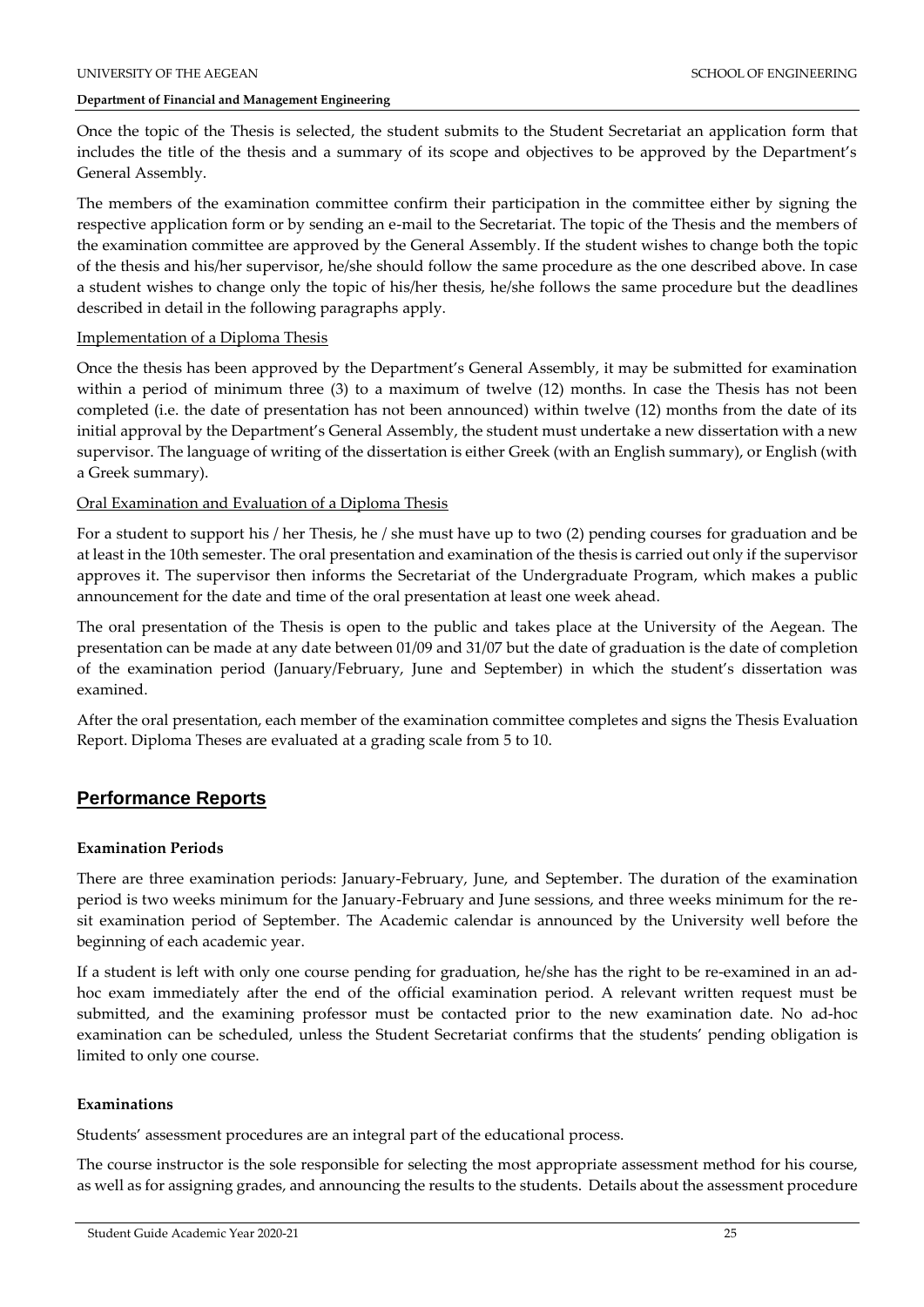Once the topic of the Thesis is selected, the student submits to the Student Secretariat an application form that includes the title of the thesis and a summary of its scope and objectives to be approved by the Department's General Assembly.

The members of the examination committee confirm their participation in the committee either by signing the respective application form or by sending an e-mail to the Secretariat. The topic of the Thesis and the members of the examination committee are approved by the General Assembly. If the student wishes to change both the topic of the thesis and his/her supervisor, he/she should follow the same procedure as the one described above. In case a student wishes to change only the topic of his/her thesis, he/she follows the same procedure but the deadlines described in detail in the following paragraphs apply.

Implementation of a Diploma Thesis

Once the thesis has been approved by the Department's General Assembly, it may be submitted for examination within a period of minimum three (3) to a maximum of twelve (12) months. In case the Thesis has not been completed (i.e. the date of presentation has not been announced) within twelve (12) months from the date of its initial approval by the Department's General Assembly, the student must undertake a new dissertation with a new supervisor. The language of writing of the dissertation is either Greek (with an English summary), or English (with a Greek summary).

Oral Examination and Evaluation of a Diploma Thesis

For a student to support his / her Thesis, he / she must have up to two (2) pending courses for graduation and be at least in the 10th semester. The oral presentation and examination of the thesis is carried out only if the supervisor approves it. The supervisor then informs the Secretariat of the Undergraduate Program, which makes a public announcement for the date and time of the oral presentation at least one week ahead.

The oral presentation of the Thesis is open to the public and takes place at the University of the Aegean. The presentation can be made at any date between 01/09 and 31/07 but the date of graduation is the date of completion of the examination period (January/February, June and September) in which the student's dissertation was examined.

After the oral presentation, each member of the examination committee completes and signs the Thesis Evaluation Report. Diploma Theses are evaluated at a grading scale from 5 to 10.

## Performance Reports

### Examination Periods

There are three examination periods: January-February, June, and September. The duration of the examination period is two weeks minimum for the January-February and June sessions, and three weeks minimum for the re-sit examination period of September. The Academic calendar is announced by the University well before the beginning of each academic year.

If a student is left with only one course pending for graduation, he/she has the right to be re-examined in an ad-hoc exam immediately after the end of the official examination period. A relevant written request must be submitted, and the examining professor must be contacted prior to the new examination date. No ad-hoc examination can be scheduled, unless the Student Secretariat confirms that the students' pending obligation is limited to only one course.

### Examinations

Students' assessment procedures are an integral part of the educational process.

The course instructor is the sole responsible for selecting the most appropriate assessment method for his course, as well as for assigning grades, and announcing the results to the students. Details about the assessment procedure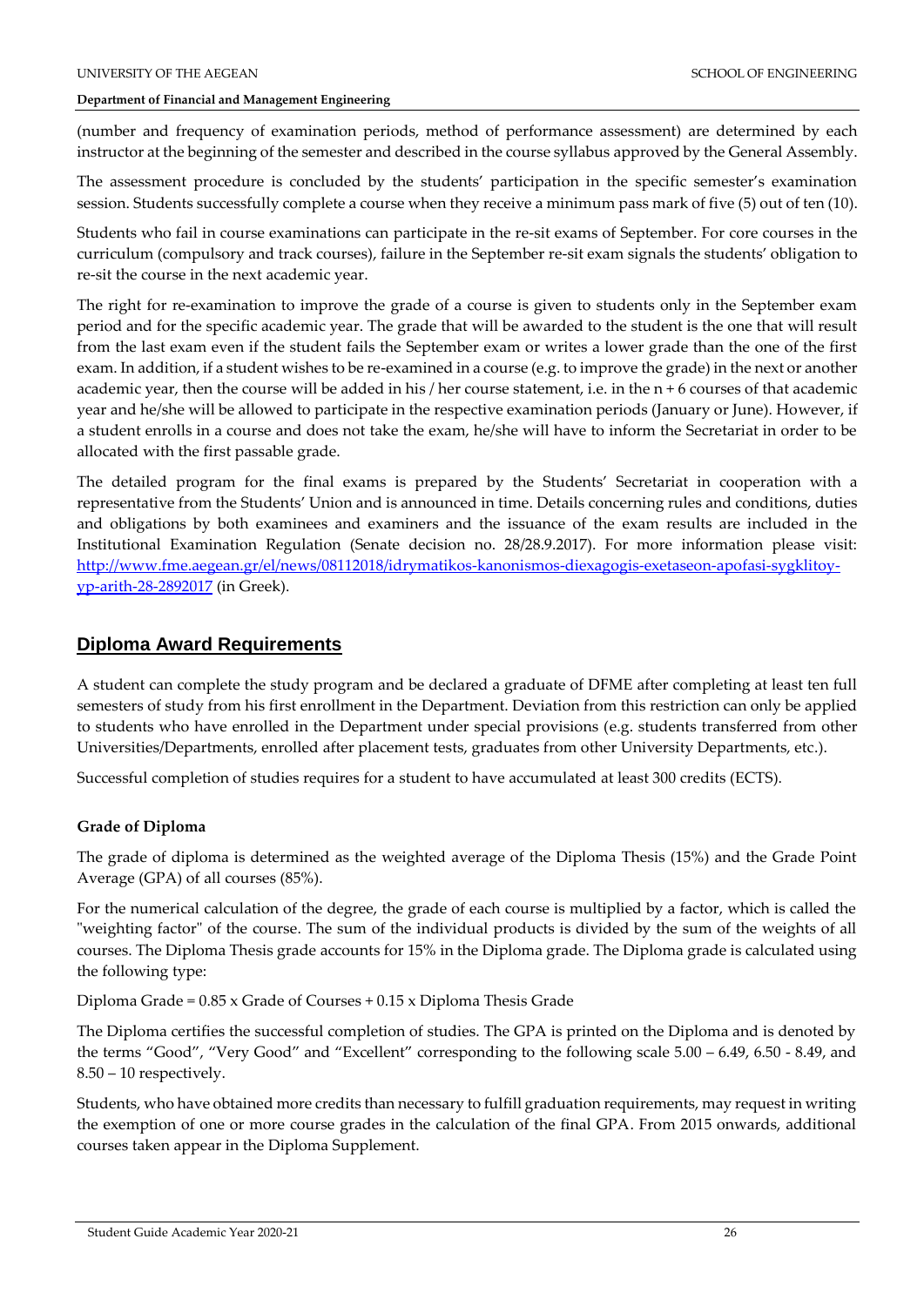(number and frequency of examination periods, method of performance assessment) are determined by each instructor at the beginning of the semester and described in the course syllabus approved by the General Assembly.

The assessment procedure is concluded by the students' participation in the specific semester's examination session. Students successfully complete a course when they receive a minimum pass mark of five (5) out of ten (10).

Students who fail in course examinations can participate in the re-sit exams of September. For core courses in the curriculum (compulsory and track courses), failure in the September re-sit exam signals the students' obligation to re-sit the course in the next academic year.

The right for re-examination to improve the grade of a course is given to students only in the September exam period and for the specific academic year. The grade that will be awarded to the student is the one that will result from the last exam even if the student fails the September exam or writes a lower grade than the one of the first exam. In addition, if a student wishes to be re-examined in a course (e.g. to improve the grade) in the next or another academic year, then the course will be added in his / her course statement, i.e. in the n + 6 courses of that academic year and he/she will be allowed to participate in the respective examination periods (January or June). However, if a student enrolls in a course and does not take the exam, he/she will have to inform the Secretariat in order to be allocated with the first passable grade.

The detailed program for the final exams is prepared by the Students' Secretariat in cooperation with a representative from the Students' Union and is announced in time. Details concerning rules and conditions, duties and obligations by both examinees and examiners and the issuance of the exam results are included in the Institutional Examination Regulation (Senate decision no. 28/28.9.2017). For more information please visit: [http://www.fme.aegean.gr/el/news/08112018/idrymatikos-kanonismos-diexagogis-exetaseon-apofasi-sygklitoy-yp-arith-28-2892017](http://www.fme.aegean.gr/el/news/08112018/idrymatikos-kanonismos-diexagogis-exetaseon-apofasi-sygklitoy-yp-arith-28-2892017) (in Greek).

## Diploma Award Requirements

A student can complete the study program and be declared a graduate of DFME after completing at least ten full semesters of study from his first enrollment in the Department. Deviation from this restriction can only be applied to students who have enrolled in the Department under special provisions (e.g. students transferred from other Universities/Departments, enrolled after placement tests, graduates from other University Departments, etc.).

Successful completion of studies requires for a student to have accumulated at least 300 credits (ECTS).

### Grade of Diploma

The grade of diploma is determined as the weighted average of the Diploma Thesis (15%) and the Grade Point Average (GPA) of all courses (85%).

For the numerical calculation of the degree, the grade of each course is multiplied by a factor, which is called the "weighting factor" of the course. The sum of the individual products is divided by the sum of the weights of all courses. The Diploma Thesis grade accounts for 15% in the Diploma grade. The Diploma grade is calculated using the following type:

Diploma Grade = 0.85 x Grade of Courses + 0.15 x Diploma Thesis Grade

The Diploma certifies the successful completion of studies. The GPA is printed on the Diploma and is denoted by the terms "Good", "Very Good" and "Excellent" corresponding to the following scale 5.00 – 6.49, 6.50 - 8.49, and 8.50 – 10 respectively.

Students, who have obtained more credits than necessary to fulfill graduation requirements, may request in writing the exemption of one or more course grades in the calculation of the final GPA. From 2015 onwards, additional courses taken appear in the Diploma Supplement.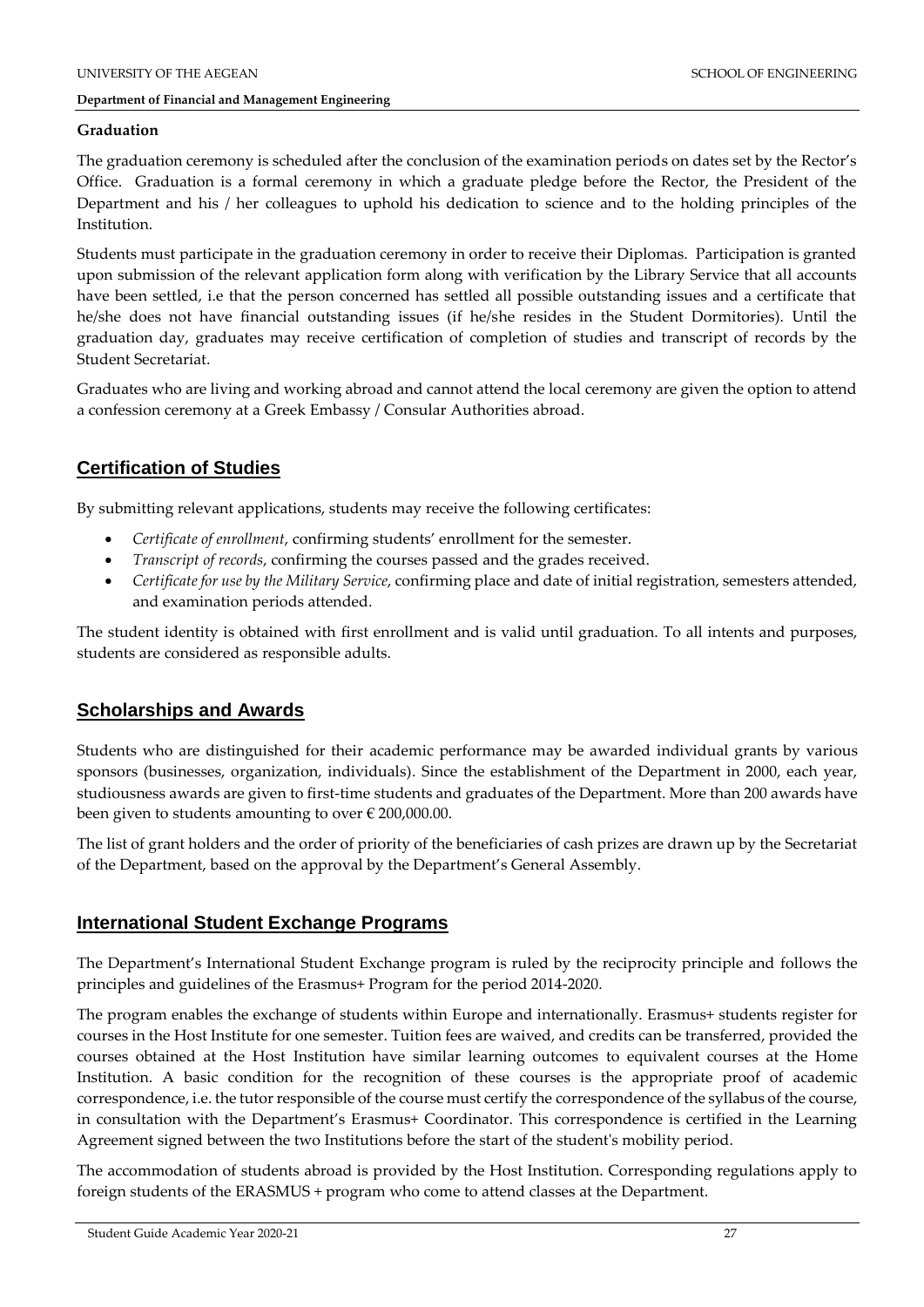**Graduation**

The graduation ceremony is scheduled after the conclusion of the examination periods on dates set by the Rector's Office. Graduation is a formal ceremony in which a graduate pledge before the Rector, the President of the Department and his / her colleagues to uphold his dedication to science and to the holding principles of the Institution.

Students must participate in the graduation ceremony in order to receive their Diplomas. Participation is granted upon submission of the relevant application form along with verification by the Library Service that all accounts have been settled, i.e that the person concerned has settled all possible outstanding issues and a certificate that he/she does not have financial outstanding issues (if he/she resides in the Student Dormitories). Until the graduation day, graduates may receive certification of completion of studies and transcript of records by the Student Secretariat.

Graduates who are living and working abroad and cannot attend the local ceremony are given the option to attend a confession ceremony at a Greek Embassy / Consular Authorities abroad.

## Certification of Studies

By submitting relevant applications, students may receive the following certificates:

- *Certificate of enrollment*, confirming students' enrollment for the semester.
- *Transcript of records*, confirming the courses passed and the grades received.
- *Certificate for use by the Military Service*, confirming place and date of initial registration, semesters attended, and examination periods attended.

The student identity is obtained with first enrollment and is valid until graduation. To all intents and purposes, students are considered as responsible adults.

## Scholarships and Awards

Students who are distinguished for their academic performance may be awarded individual grants by various sponsors (businesses, organization, individuals). Since the establishment of the Department in 2000, each year, studiousness awards are given to first-time students and graduates of the Department. More than 200 awards have been given to students amounting to over € 200,000.00.

The list of grant holders and the order of priority of the beneficiaries of cash prizes are drawn up by the Secretariat of the Department, based on the approval by the Department's General Assembly.

## International Student Exchange Programs

The Department's International Student Exchange program is ruled by the reciprocity principle and follows the principles and guidelines of the Erasmus+ Program for the period 2014-2020.

The program enables the exchange of students within Europe and internationally. Erasmus+ students register for courses in the Host Institute for one semester. Tuition fees are waived, and credits can be transferred, provided the courses obtained at the Host Institution have similar learning outcomes to equivalent courses at the Home Institution. A basic condition for the recognition of these courses is the appropriate proof of academic correspondence, i.e. the tutor responsible of the course must certify the correspondence of the syllabus of the course, in consultation with the Department's Erasmus+ Coordinator. This correspondence is certified in the Learning Agreement signed between the two Institutions before the start of the student's mobility period.

The accommodation of students abroad is provided by the Host Institution. Corresponding regulations apply to foreign students of the ERASMUS + program who come to attend classes at the Department.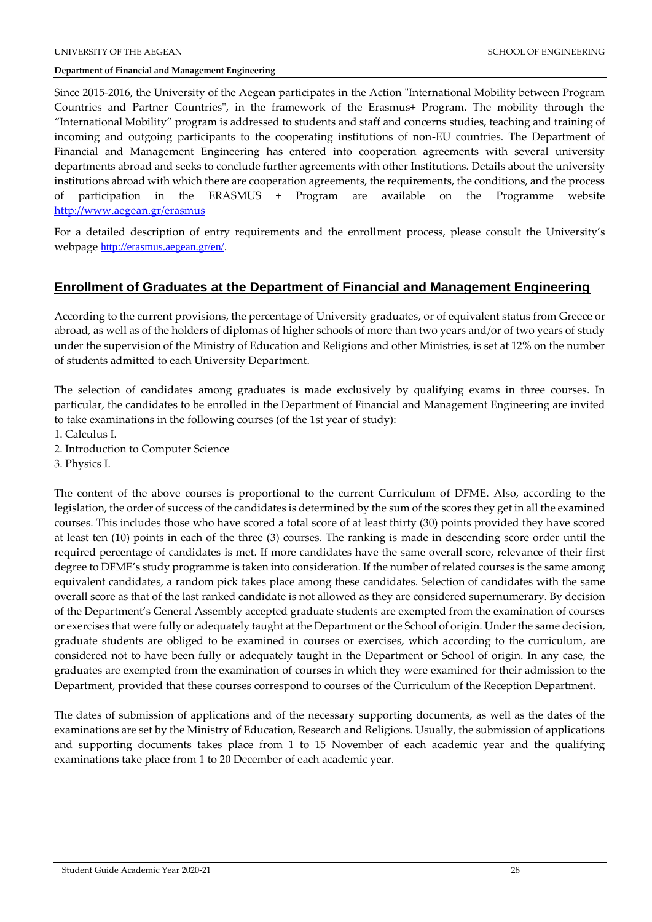Since 2015-2016, the University of the Aegean participates in the Action "International Mobility between Program Countries and Partner Countries", in the framework of the Erasmus+ Program. The mobility through the "International Mobility" program is addressed to students and staff and concerns studies, teaching and training of incoming and outgoing participants to the cooperating institutions of non-EU countries. The Department of Financial and Management Engineering has entered into cooperation agreements with several university departments abroad and seeks to conclude further agreements with other Institutions. Details about the university institutions abroad with which there are cooperation agreements, the requirements, the conditions, and the process of participation in the ERASMUS + Program are available on the Programme website http://www.aegean.gr/erasmus

For a detailed description of entry requirements and the enrollment process, please consult the University's webpage http://erasmus.aegean.gr/en/.

## Enrollment of Graduates at the Department of Financial and Management Engineering

According to the current provisions, the percentage of University graduates, or of equivalent status from Greece or abroad, as well as of the holders of diplomas of higher schools of more than two years and/or of two years of study under the supervision of the Ministry of Education and Religions and other Ministries, is set at 12% on the number of students admitted to each University Department.

The selection of candidates among graduates is made exclusively by qualifying exams in three courses. In particular, the candidates to be enrolled in the Department of Financial and Management Engineering are invited to take examinations in the following courses (of the 1st year of study):

1. Calculus I.
2. Introduction to Computer Science
3. Physics I.

The content of the above courses is proportional to the current Curriculum of DFME. Also, according to the legislation, the order of success of the candidates is determined by the sum of the scores they get in all the examined courses. This includes those who have scored a total score of at least thirty (30) points provided they have scored at least ten (10) points in each of the three (3) courses. The ranking is made in descending score order until the required percentage of candidates is met. If more candidates have the same overall score, relevance of their first degree to DFME's study programme is taken into consideration. If the number of related courses is the same among equivalent candidates, a random pick takes place among these candidates. Selection of candidates with the same overall score as that of the last ranked candidate is not allowed as they are considered supernumerary. By decision of the Department's General Assembly accepted graduate students are exempted from the examination of courses or exercises that were fully or adequately taught at the Department or the School of origin. Under the same decision, graduate students are obliged to be examined in courses or exercises, which according to the curriculum, are considered not to have been fully or adequately taught in the Department or School of origin. In any case, the graduates are exempted from the examination of courses in which they were examined for their admission to the Department, provided that these courses correspond to courses of the Curriculum of the Reception Department.

The dates of submission of applications and of the necessary supporting documents, as well as the dates of the examinations are set by the Ministry of Education, Research and Religions. Usually, the submission of applications and supporting documents takes place from 1 to 15 November of each academic year and the qualifying examinations take place from 1 to 20 December of each academic year.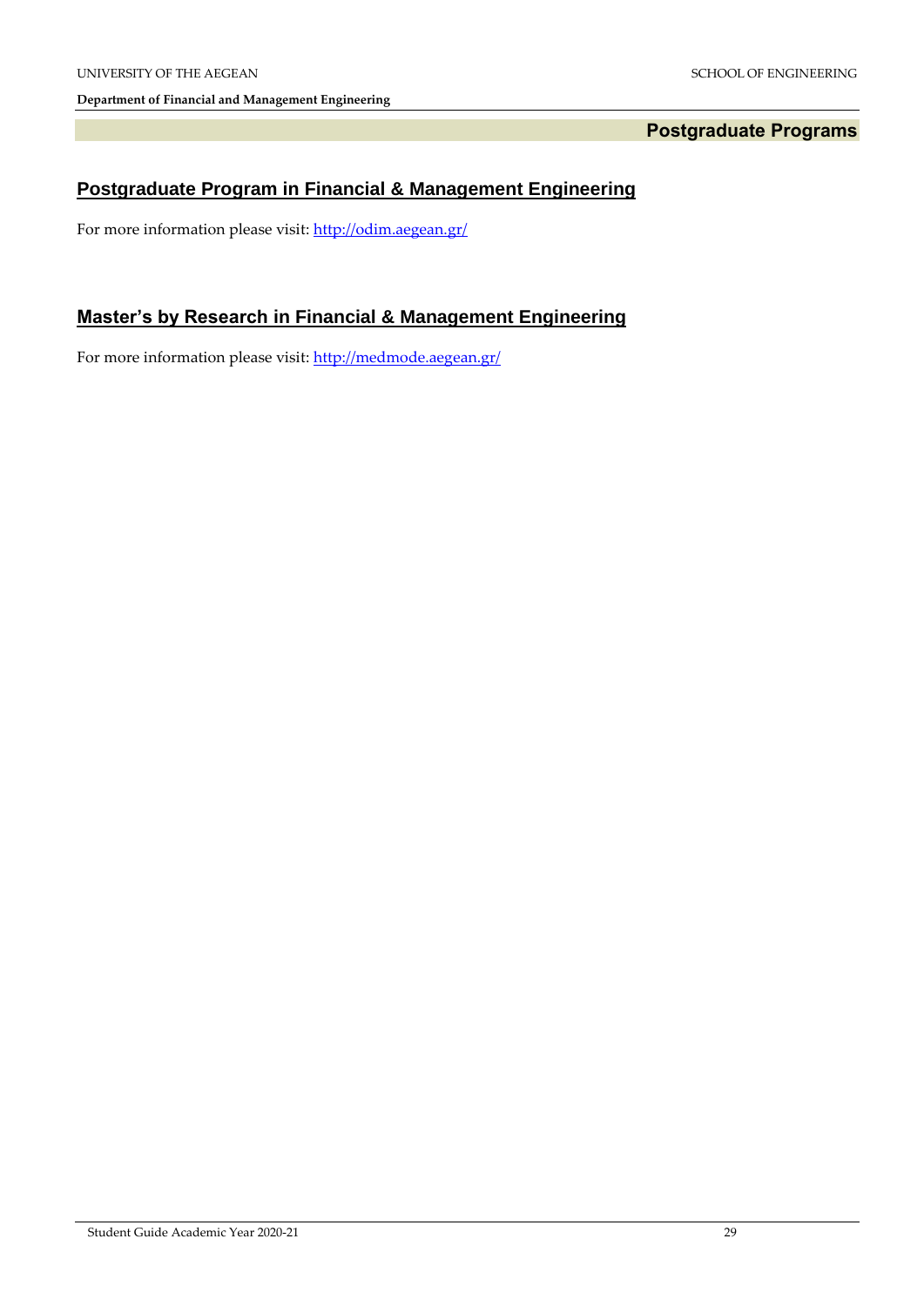# Postgraduate Programs

## Postgraduate Program in Financial & Management Engineering

For more information please visit: http://odim.aegean.gr/

## Master's by Research in Financial & Management Engineering

For more information please visit: http://medmode.aegean.gr/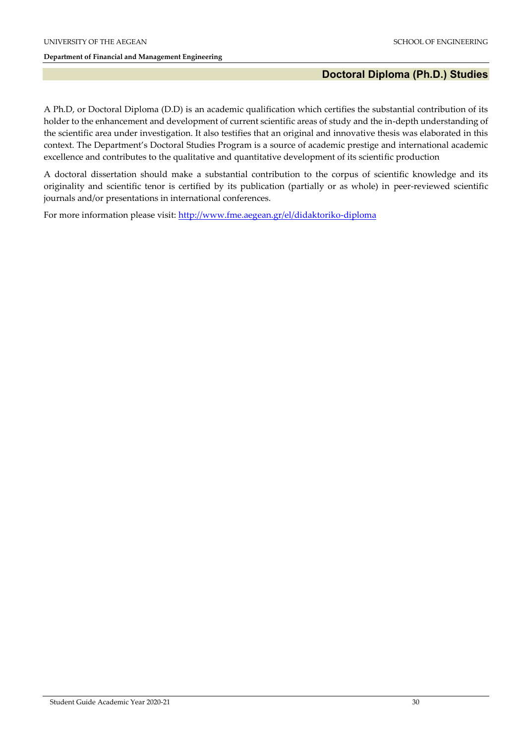## Doctoral Diploma (Ph.D.) Studies

A Ph.D, or Doctoral Diploma (D.D) is an academic qualification which certifies the substantial contribution of its holder to the enhancement and development of current scientific areas of study and the in-depth understanding of the scientific area under investigation. It also testifies that an original and innovative thesis was elaborated in this context. The Department's Doctoral Studies Program is a source of academic prestige and international academic excellence and contributes to the qualitative and quantitative development of its scientific production

A doctoral dissertation should make a substantial contribution to the corpus of scientific knowledge and its originality and scientific tenor is certified by its publication (partially or as whole) in peer-reviewed scientific journals and/or presentations in international conferences.

For more information please visit: [http://www.fme.aegean.gr/el/didaktoriko-diploma](http://www.fme.aegean.gr/el/didaktoriko-diploma)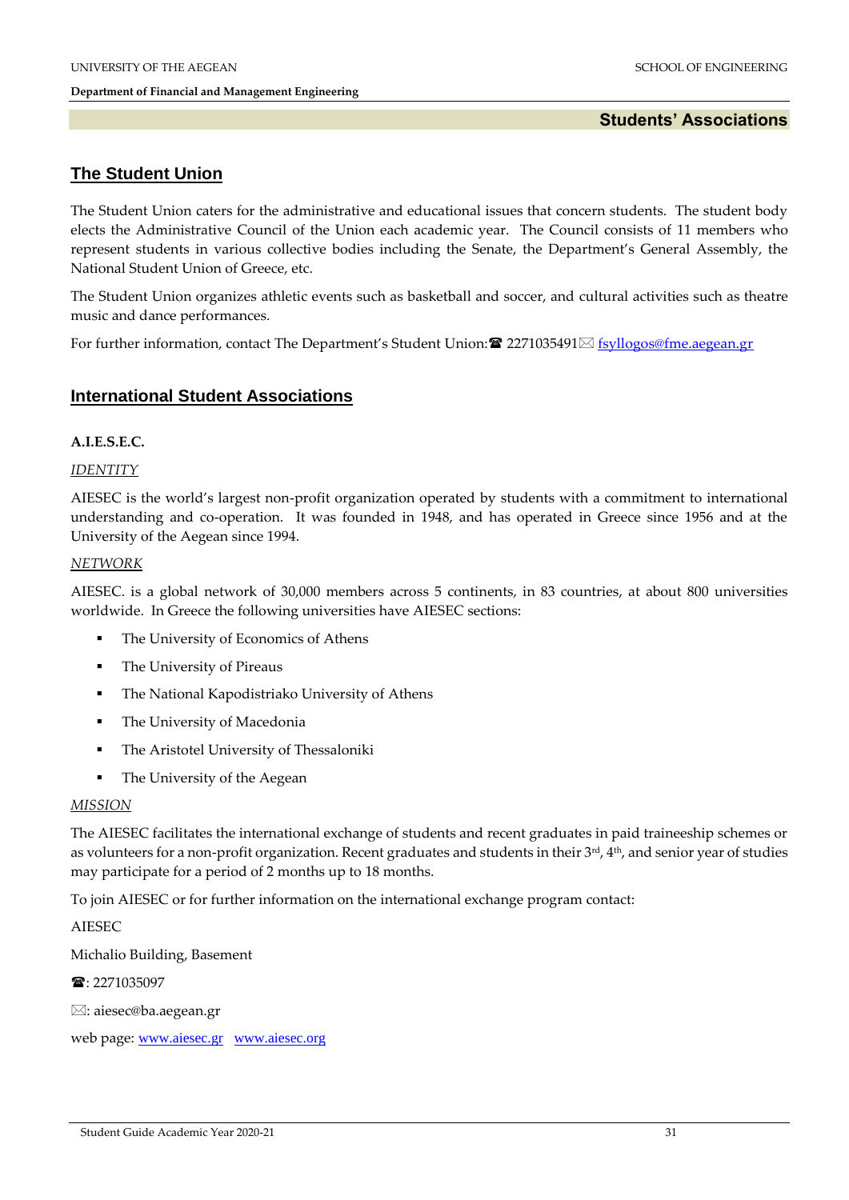## Students' Associations

### The Student Union

The Student Union caters for the administrative and educational issues that concern students. The student body elects the Administrative Council of the Union each academic year. The Council consists of 11 members who represent students in various collective bodies including the Senate, the Department's General Assembly, the National Student Union of Greece, etc.

The Student Union organizes athletic events such as basketball and soccer, and cultural activities such as theatre music and dance performances.

For further information, contact The Department's Student Union:☎ 2271035491✉ fsyllogos@fme.aegean.gr

### International Student Associations

**A.I.E.S.E.C.**

*IDENTITY*

AIESEC is the world's largest non-profit organization operated by students with a commitment to international understanding and co-operation. It was founded in 1948, and has operated in Greece since 1956 and at the University of the Aegean since 1994.

*NETWORK*

AIESEC. is a global network of 30,000 members across 5 continents, in 83 countries, at about 800 universities worldwide. In Greece the following universities have AIESEC sections:

- The University of Economics of Athens
- The University of Pireaus
- The National Kapodistriako University of Athens
- The University of Macedonia
- The Aristotel University of Thessaloniki
- The University of the Aegean

*MISSION*

The AIESEC facilitates the international exchange of students and recent graduates in paid traineeship schemes or as volunteers for a non-profit organization. Recent graduates and students in their 3rd, 4th, and senior year of studies may participate for a period of 2 months up to 18 months.

To join AIESEC or for further information on the international exchange program contact:

AIESEC

Michalio Building, Basement

☎: 2271035097

✉: aiesec@ba.aegean.gr

web page: www.aiesec.gr www.aiesec.org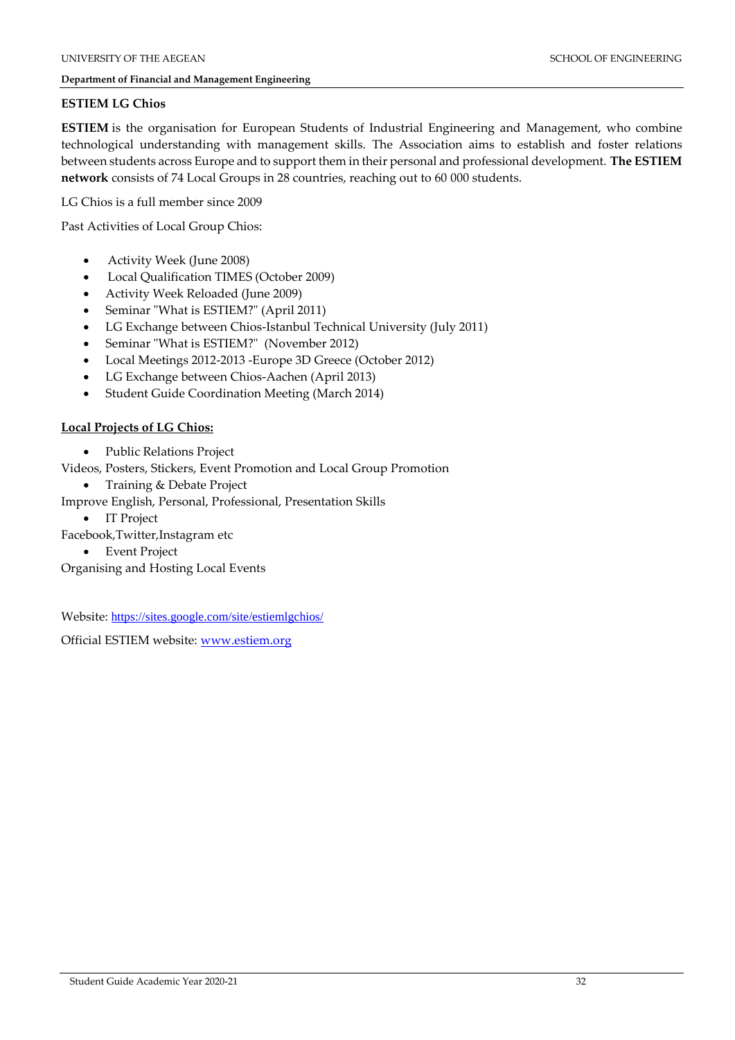**ESTIEM LG Chios**

**ESTIEM** is the organisation for European Students of Industrial Engineering and Management, who combine technological understanding with management skills. The Association aims to establish and foster relations between students across Europe and to support them in their personal and professional development. **The ESTIEM network** consists of 74 Local Groups in 28 countries, reaching out to 60 000 students.

LG Chios is a full member since 2009

Past Activities of Local Group Chios:

- Activity Week (June 2008)
- Local Qualification TIMES (October 2009)
- Activity Week Reloaded (June 2009)
- Seminar "What is ESTIEM?" (April 2011)
- LG Exchange between Chios-Istanbul Technical University (July 2011)
- Seminar "What is ESTIEM?" (November 2012)
- Local Meetings 2012-2013 -Europe 3D Greece (October 2012)
- LG Exchange between Chios-Aachen (April 2013)
- Student Guide Coordination Meeting (March 2014)

**Local Projects of LG Chios:**

- Public Relations Project

Videos, Posters, Stickers, Event Promotion and Local Group Promotion

- Training & Debate Project

Improve English, Personal, Professional, Presentation Skills

- IT Project

Facebook,Twitter,Instagram etc

- Event Project

Organising and Hosting Local Events

Website: https://sites.google.com/site/estiemlgchios/

Official ESTIEM website: www.estiem.org